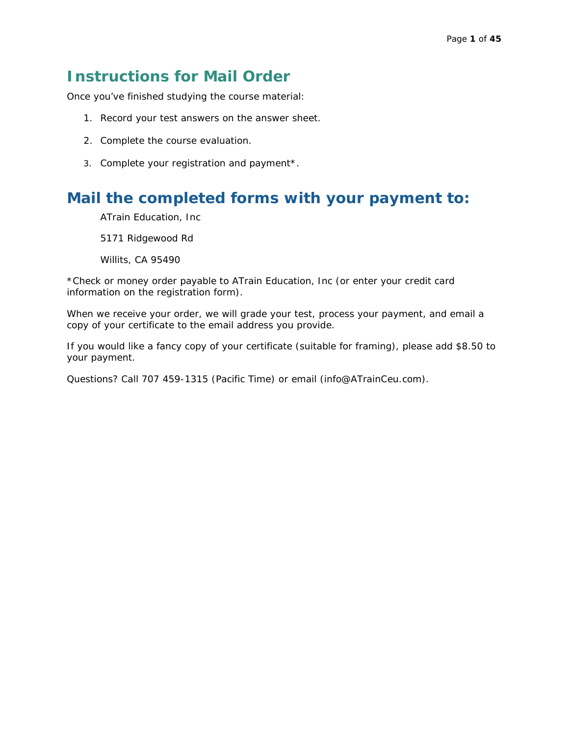# Instructions for Mail Order

Once you've finished studying the course material:

1. Record your test answers on the answer sheet.
2. Complete the course evaluation.
3. Complete your registration and payment*.

# Mail the completed forms with your payment to:

ATrain Education, Inc

5171 Ridgewood Rd

Willits, CA 95490

*Check or money order payable to ATrain Education, Inc (or enter your credit card information on the registration form).

When we receive your order, we will grade your test, process your payment, and email a copy of your certificate to the email address you provide.

If you would like a fancy copy of your certificate (suitable for framing), please add $8.50 to your payment.

Questions? Call 707 459-1315 (Pacific Time) or email (info@ATrainCeu.com).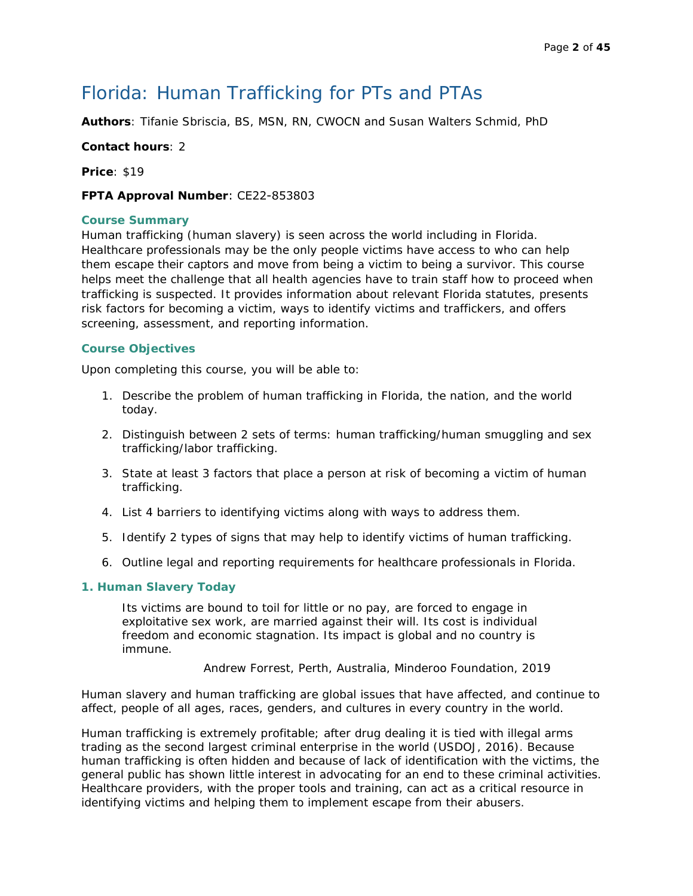# Florida: Human Trafficking for PTs and PTAs

**Authors**: Tifanie Sbriscia, BS, MSN, RN, CWOCN and Susan Walters Schmid, PhD

**Contact hours**: 2

**Price**: $19

**FPTA Approval Number**: CE22-853803

## Course Summary

Human trafficking (human slavery) is seen across the world including in Florida. Healthcare professionals may be the only people victims have access to who can help them escape their captors and move from being a victim to being a survivor. This course helps meet the challenge that all health agencies have to train staff how to proceed when trafficking is suspected. It provides information about relevant Florida statutes, presents risk factors for becoming a victim, ways to identify victims and traffickers, and offers screening, assessment, and reporting information.

## Course Objectives

Upon completing this course, you will be able to:

1. Describe the problem of human trafficking in Florida, the nation, and the world today.
2. Distinguish between 2 sets of terms: human trafficking/human smuggling and sex trafficking/labor trafficking.
3. State at least 3 factors that place a person at risk of becoming a victim of human trafficking.
4. List 4 barriers to identifying victims along with ways to address them.
5. Identify 2 types of signs that may help to identify victims of human trafficking.
6. Outline legal and reporting requirements for healthcare professionals in Florida.

## 1. Human Slavery Today

> Its victims are bound to toil for little or no pay, are forced to engage in exploitative sex work, are married against their will. Its cost is individual freedom and economic stagnation. Its impact is global and no country is immune.
>
> Andrew Forrest, Perth, Australia, Minderoo Foundation, 2019

Human slavery and human trafficking are global issues that have affected, and continue to affect, people of all ages, races, genders, and cultures in every country in the world.

Human trafficking is extremely profitable; after drug dealing it is tied with illegal arms trading as the second largest criminal enterprise in the world (USDOJ, 2016). Because human trafficking is often hidden and because of lack of identification with the victims, the general public has shown little interest in advocating for an end to these criminal activities. Healthcare providers, with the proper tools and training, can act as a critical resource in identifying victims and helping them to implement escape from their abusers.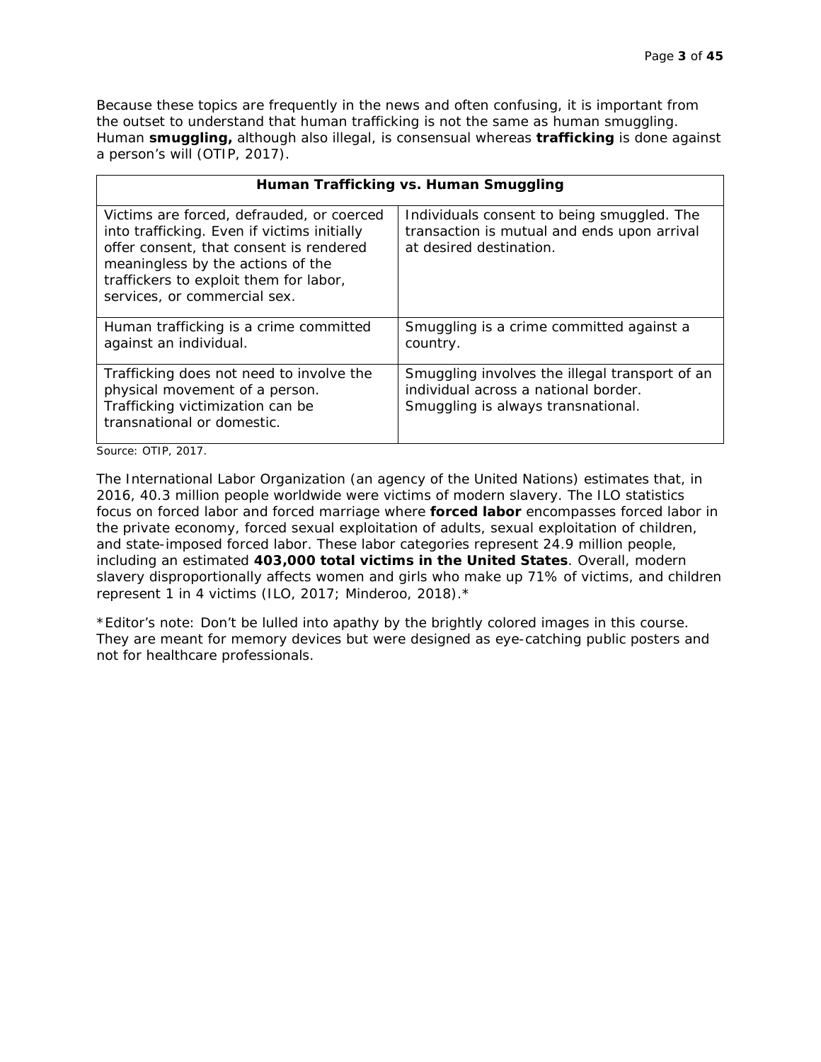Because these topics are frequently in the news and often confusing, it is important from the outset to understand that human trafficking is not the same as human smuggling. Human **smuggling,** although also illegal, is consensual whereas **trafficking** is done against a person's will (OTIP, 2017).

| **Human Trafficking vs. Human Smuggling** | |
|---|---|
| Victims are forced, defrauded, or coerced into trafficking. Even if victims initially offer consent, that consent is rendered meaningless by the actions of the traffickers to exploit them for labor, services, or commercial sex. | Individuals consent to being smuggled. The transaction is mutual and ends upon arrival at desired destination. |
| Human trafficking is a crime committed against an individual. | Smuggling is a crime committed against a country. |
| Trafficking does not need to involve the physical movement of a person. Trafficking victimization can be transnational or domestic. | Smuggling involves the illegal transport of an individual across a national border. Smuggling is always transnational. |

Source: OTIP, 2017.

The International Labor Organization (an agency of the United Nations) estimates that, in 2016, 40.3 million people worldwide were victims of modern slavery. The ILO statistics focus on forced labor and forced marriage where **forced labor** encompasses forced labor in the private economy, forced sexual exploitation of adults, sexual exploitation of children, and state-imposed forced labor. These labor categories represent 24.9 million people, including an estimated **403,000 total victims in the United States**. Overall, modern slavery disproportionally affects women and girls who make up 71% of victims, and children represent 1 in 4 victims (ILO, 2017; Minderoo, 2018).*

*Editor's note: Don't be lulled into apathy by the brightly colored images in this course. They are meant for memory devices but were designed as eye-catching public posters and not for healthcare professionals.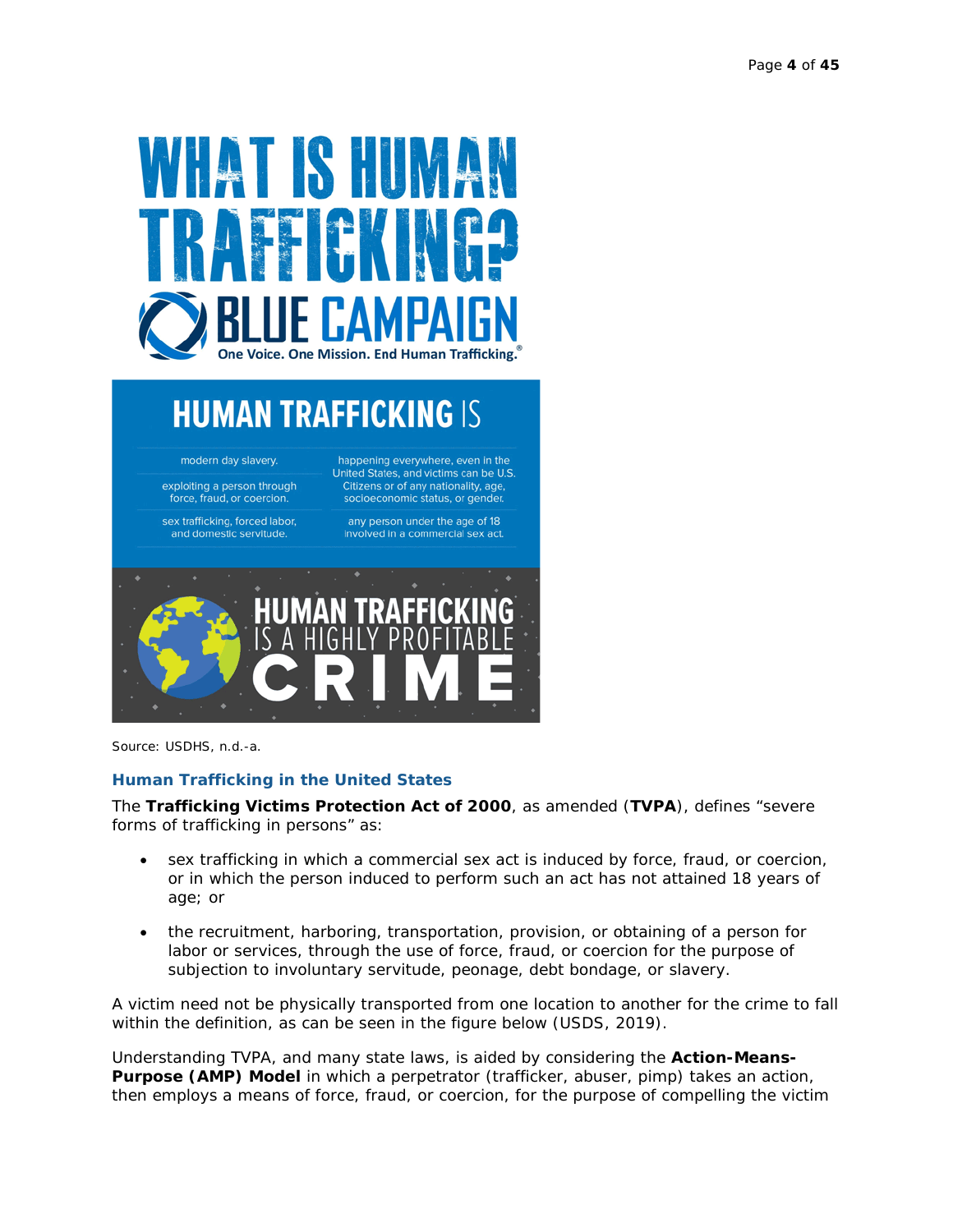# WHAT IS HUMAN TRAFFICKING?

BLUE CAMPAIGN

One Voice. One Mission. End Human Trafficking.®

## HUMAN TRAFFICKING IS

- modern day slavery.
- exploiting a person through force, fraud, or coercion.
- sex trafficking, forced labor, and domestic servitude.
- happening everywhere, even in the United States, and victims can be U.S. Citizens or of any nationality, age, socioeconomic status, or gender.
- any person under the age of 18 involved in a commercial sex act.

## HUMAN TRAFFICKING IS A HIGHLY PROFITABLE CRIME

Source: USDHS, n.d.-a.

## Human Trafficking in the United States

The **Trafficking Victims Protection Act of 2000**, as amended (**TVPA**), defines "severe forms of trafficking in persons" as:

- sex trafficking in which a commercial sex act is induced by force, fraud, or coercion, or in which the person induced to perform such an act has not attained 18 years of age; or
- the recruitment, harboring, transportation, provision, or obtaining of a person for labor or services, through the use of force, fraud, or coercion for the purpose of subjection to involuntary servitude, peonage, debt bondage, or slavery.

A victim need not be physically transported from one location to another for the crime to fall within the definition, as can be seen in the figure below (USDS, 2019).

Understanding TVPA, and many state laws, is aided by considering the **Action-Means-Purpose (AMP) Model** in which a perpetrator (trafficker, abuser, pimp) takes an action, then employs a means of force, fraud, or coercion, for the purpose of compelling the victim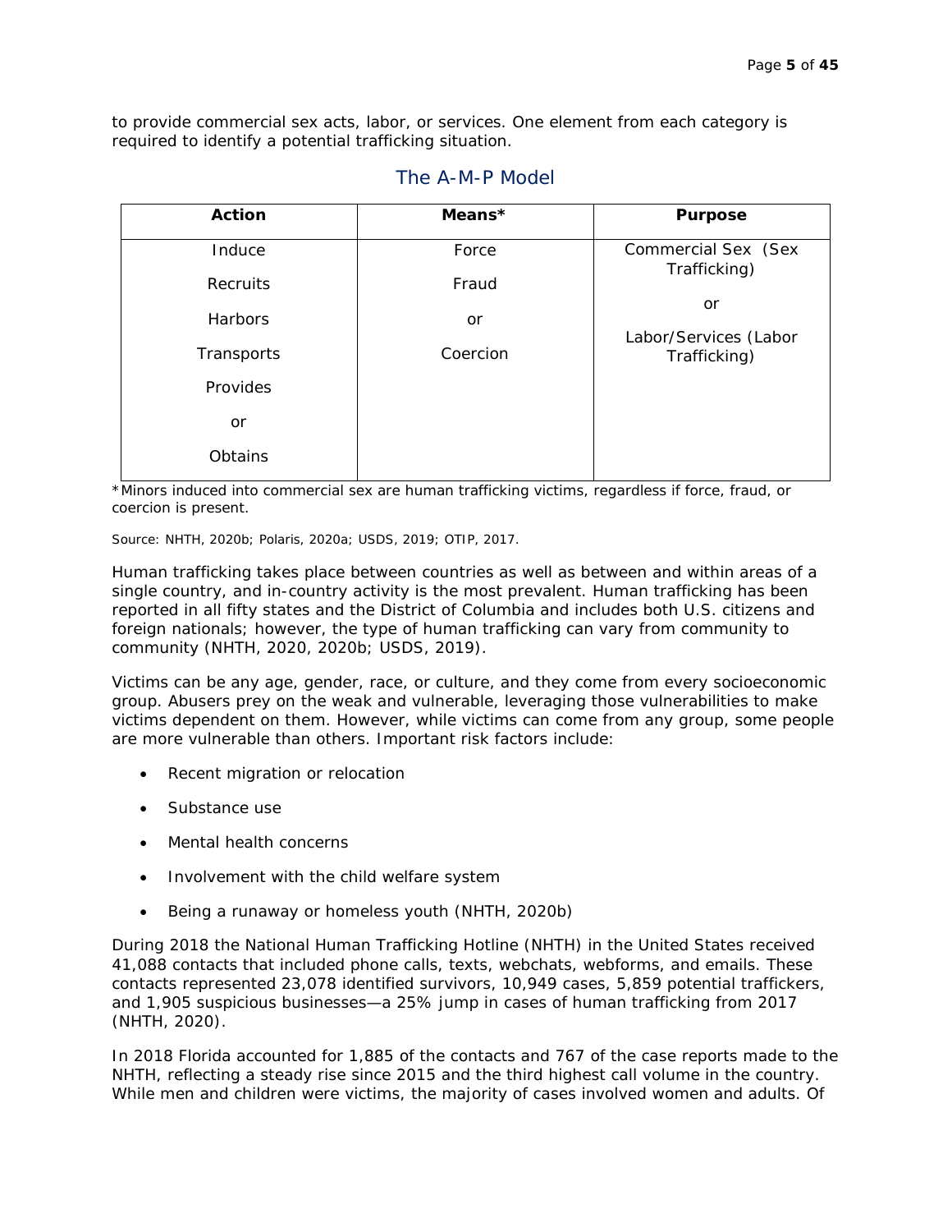to provide commercial sex acts, labor, or services. One element from each category is required to identify a potential trafficking situation.

## The A-M-P Model

| Action | Means* | Purpose |
|---|---|---|
| Induce<br>Recruits<br>Harbors<br>Transports<br>Provides<br>or<br>Obtains | Force<br>Fraud<br>or<br>Coercion | Commercial Sex (Sex Trafficking)<br>or<br>Labor/Services (Labor Trafficking) |

*Minors induced into commercial sex are human trafficking victims, regardless if force, fraud, or coercion is present.

Source: NHTH, 2020b; Polaris, 2020a; USDS, 2019; OTIP, 2017.

Human trafficking takes place between countries as well as between and within areas of a single country, and in-country activity is the most prevalent. Human trafficking has been reported in all fifty states and the District of Columbia and includes both U.S. citizens and foreign nationals; however, the type of human trafficking can vary from community to community (NHTH, 2020, 2020b; USDS, 2019).

Victims can be any age, gender, race, or culture, and they come from every socioeconomic group. Abusers prey on the weak and vulnerable, leveraging those vulnerabilities to make victims dependent on them. However, while victims can come from any group, some people are more vulnerable than others. Important risk factors include:

- Recent migration or relocation
- Substance use
- Mental health concerns
- Involvement with the child welfare system
- Being a runaway or homeless youth (NHTH, 2020b)

During 2018 the National Human Trafficking Hotline (NHTH) in the United States received 41,088 contacts that included phone calls, texts, webchats, webforms, and emails. These contacts represented 23,078 identified survivors, 10,949 cases, 5,859 potential traffickers, and 1,905 suspicious businesses—a 25% jump in cases of human trafficking from 2017 (NHTH, 2020).

In 2018 Florida accounted for 1,885 of the contacts and 767 of the case reports made to the NHTH, reflecting a steady rise since 2015 and the third highest call volume in the country. While men and children were victims, the majority of cases involved women and adults. Of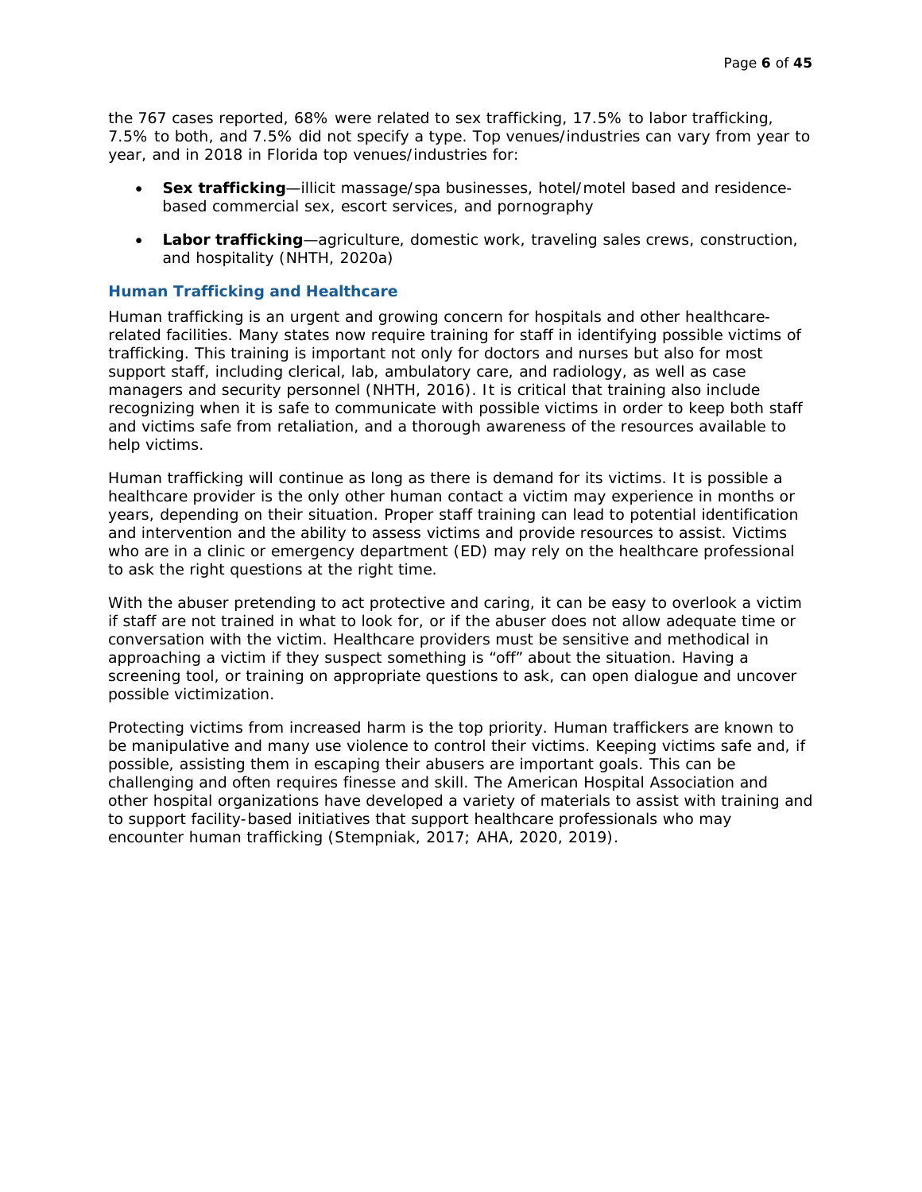the 767 cases reported, 68% were related to sex trafficking, 17.5% to labor trafficking, 7.5% to both, and 7.5% did not specify a type. Top venues/industries can vary from year to year, and in 2018 in Florida top venues/industries for:

- **Sex trafficking**—illicit massage/spa businesses, hotel/motel based and residence-based commercial sex, escort services, and pornography
- **Labor trafficking**—agriculture, domestic work, traveling sales crews, construction, and hospitality (NHTH, 2020a)

### Human Trafficking and Healthcare

Human trafficking is an urgent and growing concern for hospitals and other healthcare-related facilities. Many states now require training for staff in identifying possible victims of trafficking. This training is important not only for doctors and nurses but also for most support staff, including clerical, lab, ambulatory care, and radiology, as well as case managers and security personnel (NHTH, 2016). It is critical that training also include recognizing when it is safe to communicate with possible victims in order to keep both staff and victims safe from retaliation, and a thorough awareness of the resources available to help victims.

Human trafficking will continue as long as there is demand for its victims. It is possible a healthcare provider is the only other human contact a victim may experience in months or years, depending on their situation. Proper staff training can lead to potential identification and intervention and the ability to assess victims and provide resources to assist. Victims who are in a clinic or emergency department (ED) may rely on the healthcare professional to ask the right questions at the right time.

With the abuser pretending to act protective and caring, it can be easy to overlook a victim if staff are not trained in what to look for, or if the abuser does not allow adequate time or conversation with the victim. Healthcare providers must be sensitive and methodical in approaching a victim if they suspect something is “off” about the situation. Having a screening tool, or training on appropriate questions to ask, can open dialogue and uncover possible victimization.

Protecting victims from increased harm is the top priority. Human traffickers are known to be manipulative and many use violence to control their victims. Keeping victims safe and, if possible, assisting them in escaping their abusers are important goals. This can be challenging and often requires finesse and skill. The American Hospital Association and other hospital organizations have developed a variety of materials to assist with training and to support facility-based initiatives that support healthcare professionals who may encounter human trafficking (Stempniak, 2017; AHA, 2020, 2019).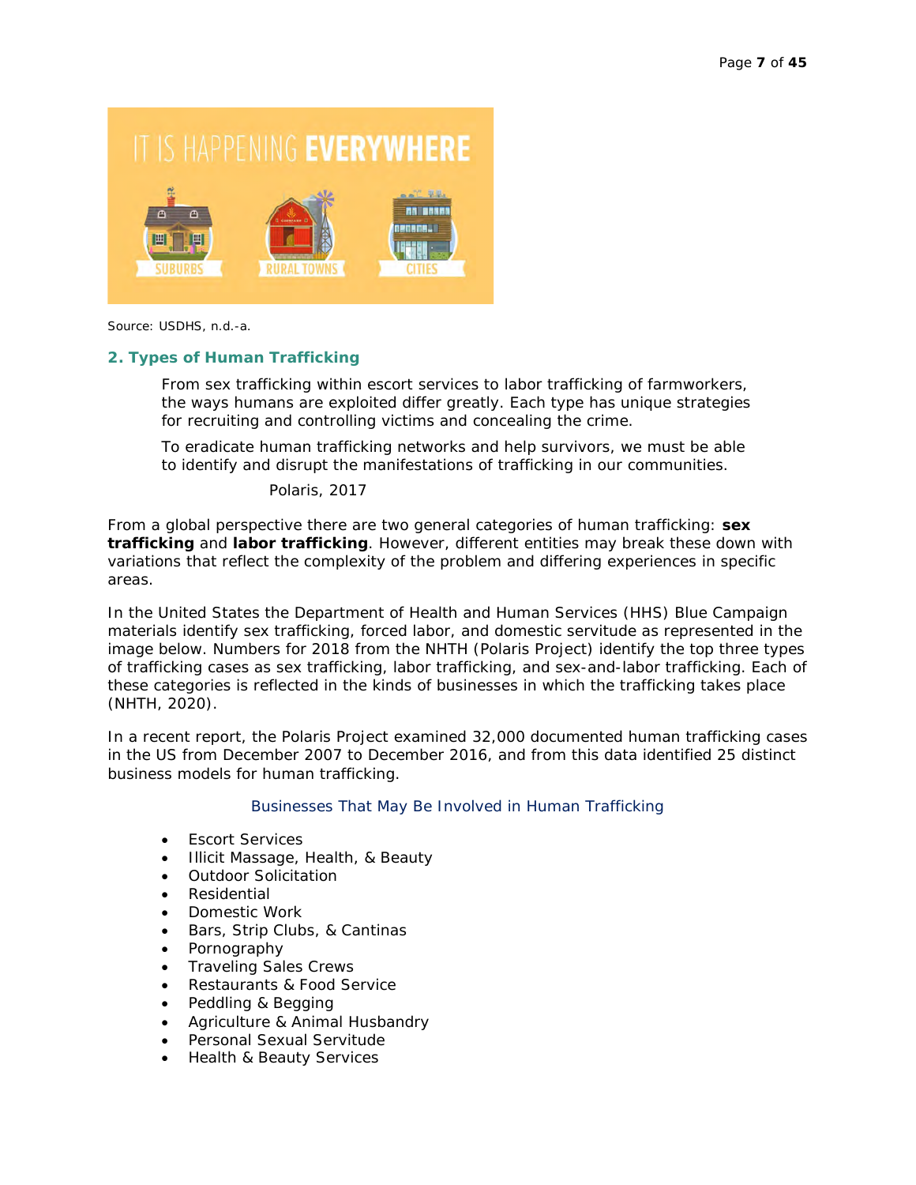Source: USDHS, n.d.-a.

## 2. Types of Human Trafficking

> From sex trafficking within escort services to labor trafficking of farmworkers, the ways humans are exploited differ greatly. Each type has unique strategies for recruiting and controlling victims and concealing the crime.
>
> To eradicate human trafficking networks and help survivors, we must be able to identify and disrupt the manifestations of trafficking in our communities.
>
> Polaris, 2017

From a global perspective there are two general categories of human trafficking: **sex trafficking** and **labor trafficking**. However, different entities may break these down with variations that reflect the complexity of the problem and differing experiences in specific areas.

In the United States the Department of Health and Human Services (HHS) Blue Campaign materials identify sex trafficking, forced labor, and domestic servitude as represented in the image below. Numbers for 2018 from the NHTH (Polaris Project) identify the top three types of trafficking cases as sex trafficking, labor trafficking, and sex-and-labor trafficking. Each of these categories is reflected in the kinds of businesses in which the trafficking takes place (NHTH, 2020).

In a recent report, the Polaris Project examined 32,000 documented human trafficking cases in the US from December 2007 to December 2016, and from this data identified 25 distinct business models for human trafficking.

Businesses That May Be Involved in Human Trafficking

- Escort Services
- Illicit Massage, Health, & Beauty
- Outdoor Solicitation
- Residential
- Domestic Work
- Bars, Strip Clubs, & Cantinas
- Pornography
- Traveling Sales Crews
- Restaurants & Food Service
- Peddling & Begging
- Agriculture & Animal Husbandry
- Personal Sexual Servitude
- Health & Beauty Services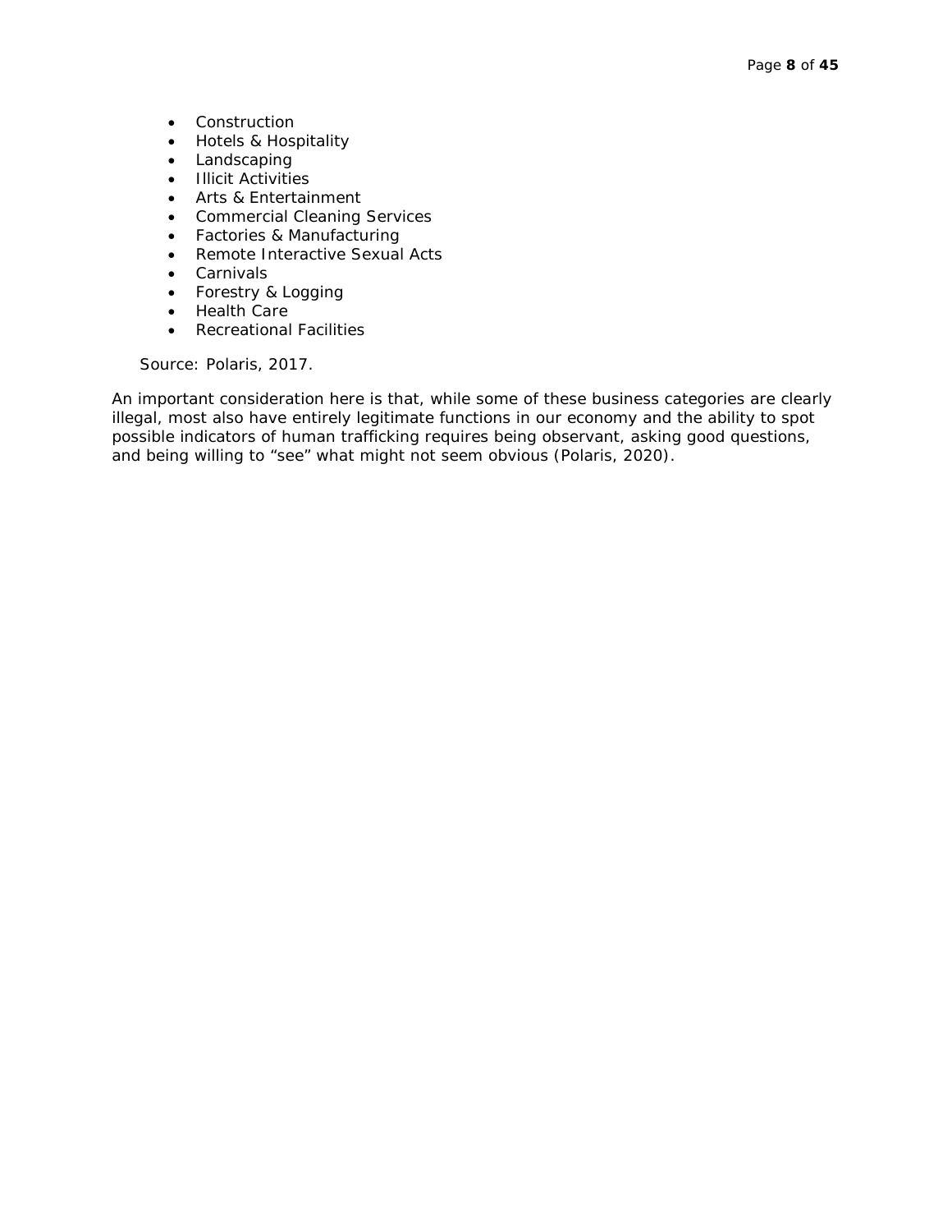- Construction
- Hotels & Hospitality
- Landscaping
- Illicit Activities
- Arts & Entertainment
- Commercial Cleaning Services
- Factories & Manufacturing
- Remote Interactive Sexual Acts
- Carnivals
- Forestry & Logging
- Health Care
- Recreational Facilities

Source: Polaris, 2017.

An important consideration here is that, while some of these business categories are clearly illegal, most also have entirely legitimate functions in our economy and the ability to spot possible indicators of human trafficking requires being observant, asking good questions, and being willing to "see" what might not seem obvious (Polaris, 2020).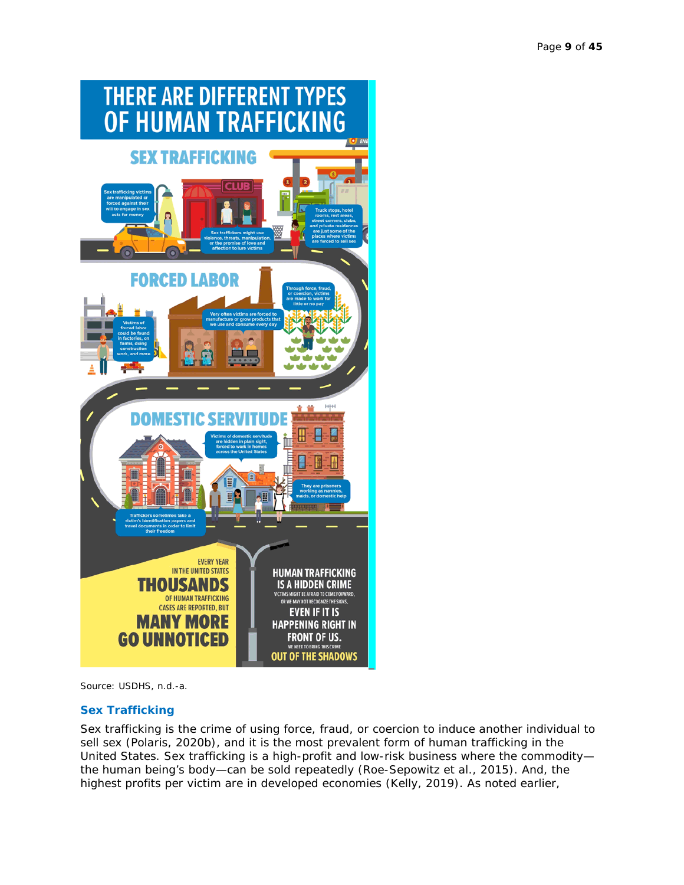# THERE ARE DIFFERENT TYPES OF HUMAN TRAFFICKING

## SEX TRAFFICKING

Sex trafficking victims are manipulated or forced against their will to engage in sex acts for money

Sex traffickers might use violence, threats, manipulation, or the promise of love and affection to lure victims

Truck stops, hotel rooms, rest areas, street corners, clubs, and private residences are just some of the places where victims are forced to sell sex

## FORCED LABOR

Through force, fraud, or coercion, victims are made to work for little or no pay

Very often victims are forced to manufacture or grow products that we use and consume every day

Victims of forced labor could be found in factories, on farms, doing construction work, and more

## DOMESTIC SERVITUDE

Victims of domestic servitude are hidden in plain sight, forced to work in homes across the United States

They are prisoners working as nannies, maids, or domestic help

Traffickers sometimes take a victim's identification papers and travel documents in order to limit their freedom

EVERY YEAR IN THE UNITED STATES **THOUSANDS** OF HUMAN TRAFFICKING CASES ARE REPORTED, BUT **MANY MORE GO UNNOTICED**

**HUMAN TRAFFICKING IS A HIDDEN CRIME**

VICTIMS MIGHT BE AFRAID TO COME FORWARD, OR WE MAY NOT RECOGNIZE THE SIGNS,

**EVEN IF IT IS HAPPENING RIGHT IN FRONT OF US.**

WE NEED TO BRING THIS CRIME **OUT OF THE SHADOWS**

Source: USDHS, n.d.-a.

### Sex Trafficking

Sex trafficking is the crime of using force, fraud, or coercion to induce another individual to sell sex (Polaris, 2020b), and it is the most prevalent form of human trafficking in the United States. Sex trafficking is a high-profit and low-risk business where the commodity—the human being's body—can be sold repeatedly (Roe-Sepowitz et al., 2015). And, the highest profits per victim are in developed economies (Kelly, 2019). As noted earlier,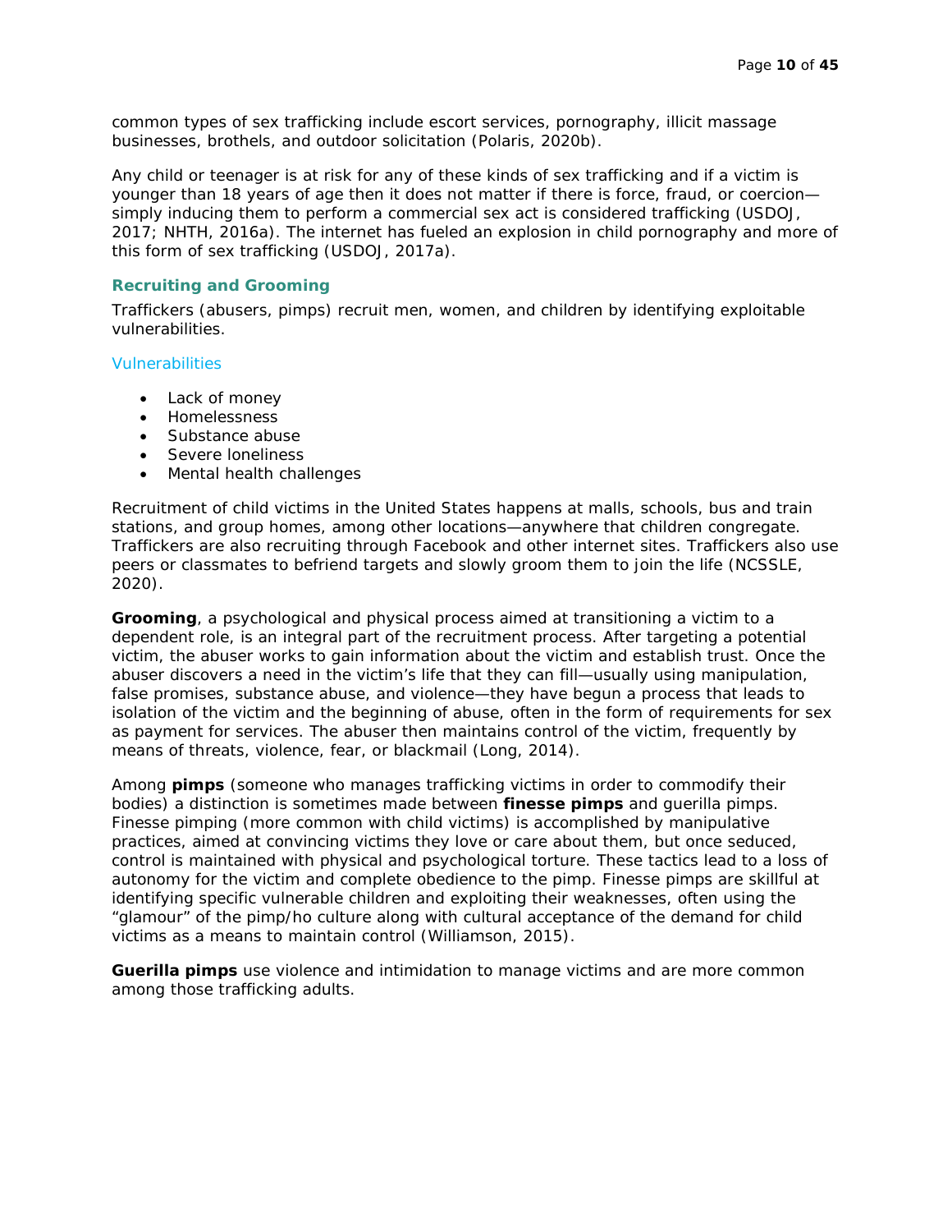common types of sex trafficking include escort services, pornography, illicit massage businesses, brothels, and outdoor solicitation (Polaris, 2020b).

Any child or teenager is at risk for any of these kinds of sex trafficking and if a victim is younger than 18 years of age then it does not matter if there is force, fraud, or coercion—simply inducing them to perform a commercial sex act is considered trafficking (USDOJ, 2017; NHTH, 2016a). The internet has fueled an explosion in child pornography and more of this form of sex trafficking (USDOJ, 2017a).

## Recruiting and Grooming

Traffickers (abusers, pimps) recruit men, women, and children by identifying exploitable vulnerabilities.

### Vulnerabilities

- Lack of money
- Homelessness
- Substance abuse
- Severe loneliness
- Mental health challenges

Recruitment of child victims in the United States happens at malls, schools, bus and train stations, and group homes, among other locations—anywhere that children congregate. Traffickers are also recruiting through Facebook and other internet sites. Traffickers also use peers or classmates to befriend targets and slowly groom them to join the life (NCSSLE, 2020).

**Grooming**, a psychological and physical process aimed at transitioning a victim to a dependent role, is an integral part of the recruitment process. After targeting a potential victim, the abuser works to gain information about the victim and establish trust. Once the abuser discovers a need in the victim's life that they can fill—usually using manipulation, false promises, substance abuse, and violence—they have begun a process that leads to isolation of the victim and the beginning of abuse, often in the form of requirements for sex as payment for services. The abuser then maintains control of the victim, frequently by means of threats, violence, fear, or blackmail (Long, 2014).

Among **pimps** (someone who manages trafficking victims in order to commodify their bodies) a distinction is sometimes made between **finesse pimps** and guerilla pimps. Finesse pimping (more common with child victims) is accomplished by manipulative practices, aimed at convincing victims they love or care about them, but once seduced, control is maintained with physical and psychological torture. These tactics lead to a loss of autonomy for the victim and complete obedience to the pimp. Finesse pimps are skillful at identifying specific vulnerable children and exploiting their weaknesses, often using the "glamour" of the pimp/ho culture along with cultural acceptance of the demand for child victims as a means to maintain control (Williamson, 2015).

**Guerilla pimps** use violence and intimidation to manage victims and are more common among those trafficking adults.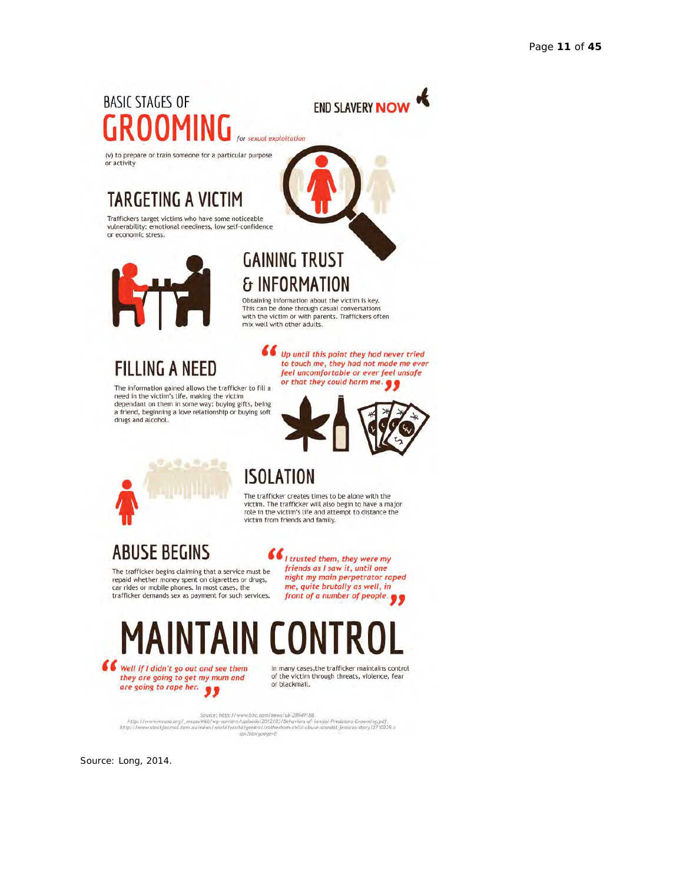# BASIC STAGES OF GROOMING *for sexual exploitation*

END SLAVERY NOW

(v) to prepare or train someone for a particular purpose or activity

## TARGETING A VICTIM

Traffickers target victims who have some noticeable vulnerability: emotional neediness, low self-confidence or economic stress.

## GAINING TRUST & INFORMATION

Obtaining information about the victim is key. This can be done through casual conversations with the victim or with parents. Traffickers often mix well with other adults.

## FILLING A NEED

The information gained allows the trafficker to fill a need in the victim's life, making the victim dependant on them in some way: buying gifts, being a friend, beginning a love relationship or buying soft drugs and alcohol.

> *"Up until this point they had never tried to touch me, they had not made me ever feel uncomfortable or ever feel unsafe or that they could harm me."*

## ISOLATION

The trafficker creates times to be alone with the victim. The trafficker will also begin to have a major role in the victim's life and attempt to distance the victim from friends and family.

## ABUSE BEGINS

The trafficker begins claiming that a service must be repaid whether money spent on cigarettes or drugs, car rides or mobile phones. In most cases, the trafficker demands sex as payment for such services.

> *"I trusted them, they were my friends as I saw it, until one night my main perpetrator raped me, quite brutally as well, in front of a number of people."*

## MAINTAIN CONTROL

> *"Well if I didn't go out and see them they are going to get my mum and are going to rape her."*

In many cases, the trafficker maintains control of the victim through threats, violence, fear or blackmail.

Source: http://www.bbc.com/news/uk-28949188, http://www.mcasa.org/_mcasaWeb/wp-content/uploads/2012/03/Behaviors-of-Sexual-Predators-Grooming.pdf, http://www.stockjournal.com.au/news/world/world/general/rotherham-child-abuse-scandal-jessicas-story/2710229.aspx?storypage=0

Source: Long, 2014.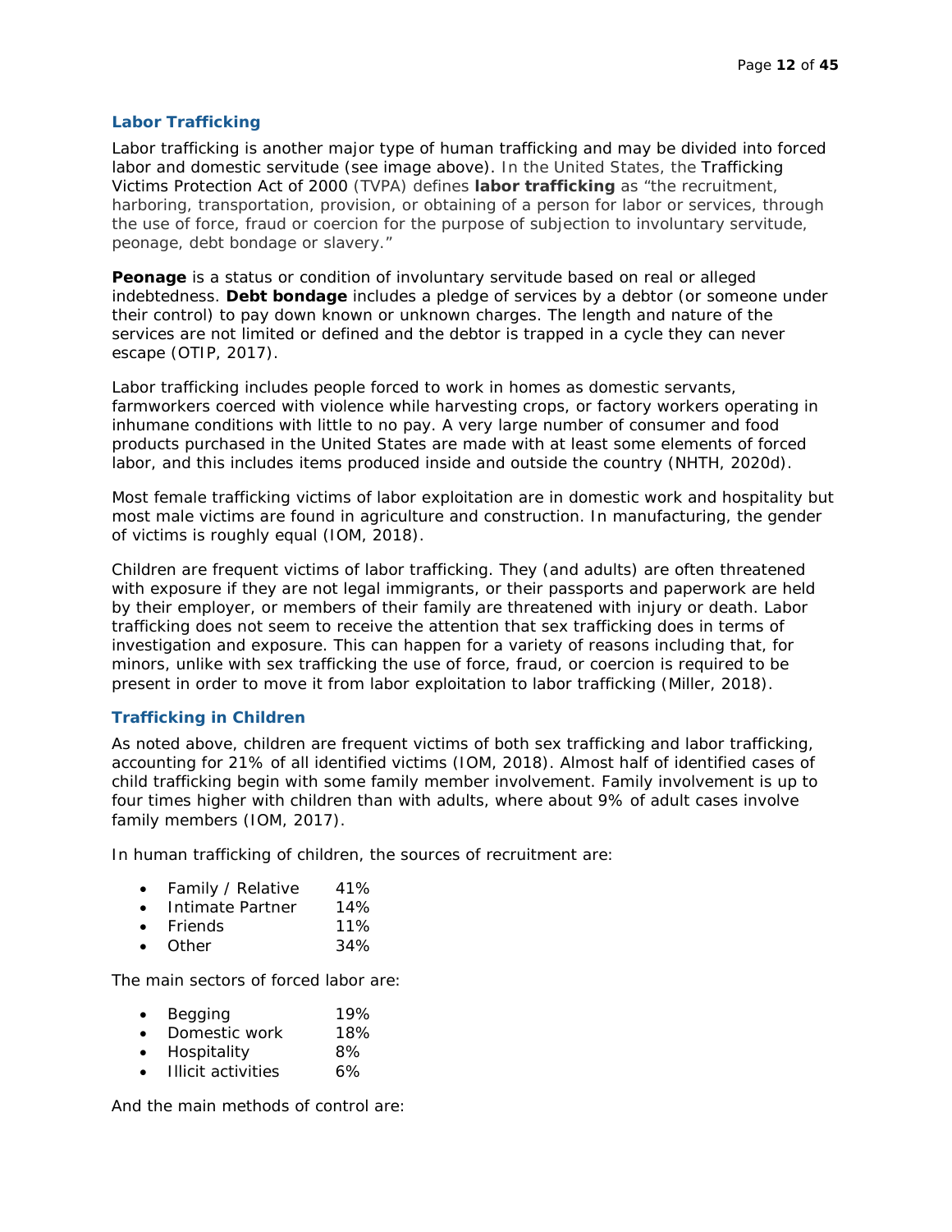### Labor Trafficking

Labor trafficking is another major type of human trafficking and may be divided into forced labor and domestic servitude (see image above). In the United States, the Trafficking Victims Protection Act of 2000 (TVPA) defines **labor trafficking** as "the recruitment, harboring, transportation, provision, or obtaining of a person for labor or services, through the use of force, fraud or coercion for the purpose of subjection to involuntary servitude, peonage, debt bondage or slavery."

**Peonage** is a status or condition of involuntary servitude based on real or alleged indebtedness. **Debt bondage** includes a pledge of services by a debtor (or someone under their control) to pay down known or unknown charges. The length and nature of the services are not limited or defined and the debtor is trapped in a cycle they can never escape (OTIP, 2017).

Labor trafficking includes people forced to work in homes as domestic servants, farmworkers coerced with violence while harvesting crops, or factory workers operating in inhumane conditions with little to no pay. A very large number of consumer and food products purchased in the United States are made with at least some elements of forced labor, and this includes items produced inside and outside the country (NHTH, 2020d).

Most female trafficking victims of labor exploitation are in domestic work and hospitality but most male victims are found in agriculture and construction. In manufacturing, the gender of victims is roughly equal (IOM, 2018).

Children are frequent victims of labor trafficking. They (and adults) are often threatened with exposure if they are not legal immigrants, or their passports and paperwork are held by their employer, or members of their family are threatened with injury or death. Labor trafficking does not seem to receive the attention that sex trafficking does in terms of investigation and exposure. This can happen for a variety of reasons including that, for minors, unlike with sex trafficking the use of force, fraud, or coercion is required to be present in order to move it from labor exploitation to labor trafficking (Miller, 2018).

### Trafficking in Children

As noted above, children are frequent victims of both sex trafficking and labor trafficking, accounting for 21% of all identified victims (IOM, 2018). Almost half of identified cases of child trafficking begin with some family member involvement. Family involvement is up to four times higher with children than with adults, where about 9% of adult cases involve family members (IOM, 2017).

In human trafficking of children, the sources of recruitment are:

- Family / Relative 41%
- Intimate Partner 14%
- Friends 11%
- Other 34%

The main sectors of forced labor are:

- Begging 19%
- Domestic work 18%
- Hospitality 8%
- Illicit activities 6%

And the main methods of control are: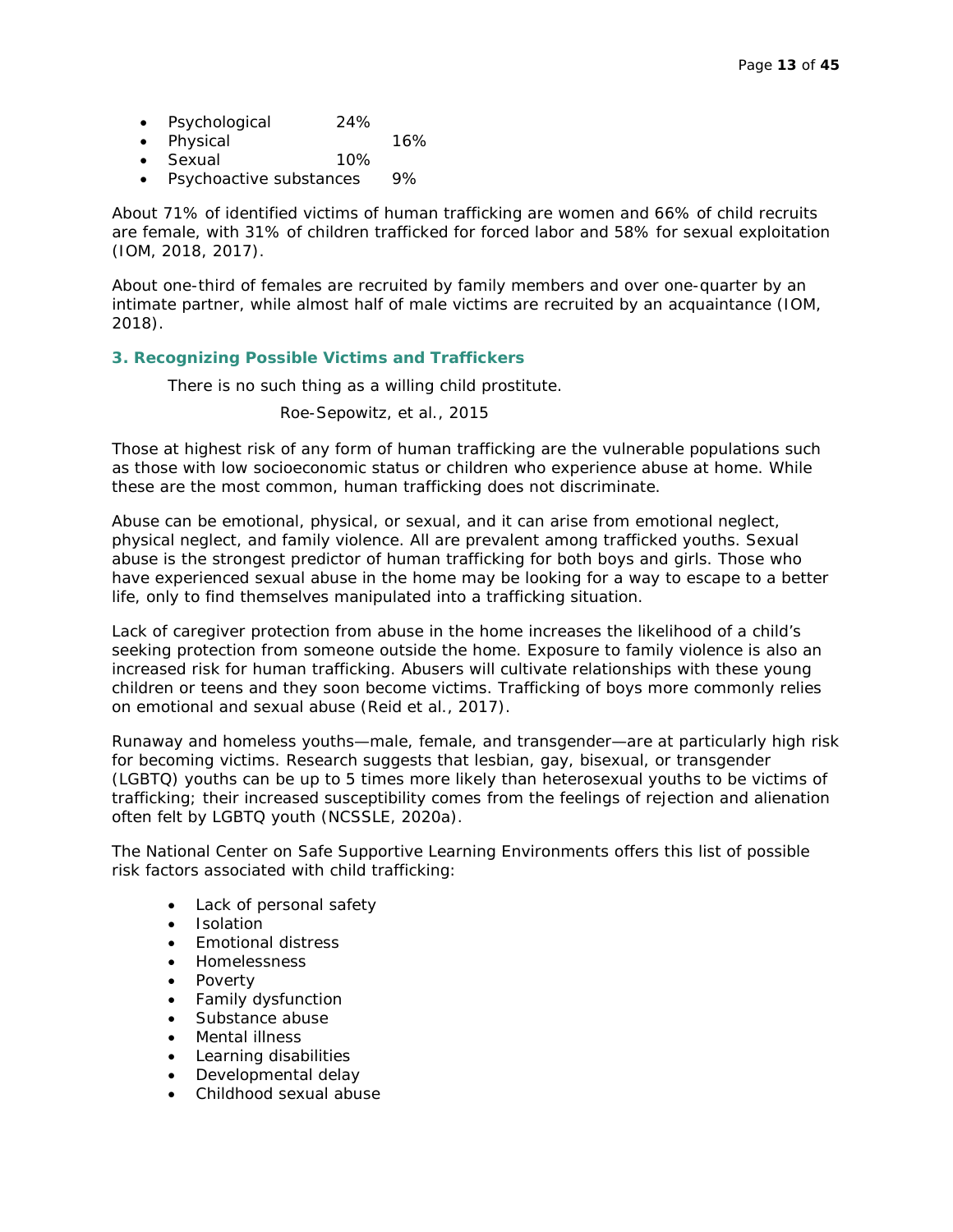- Psychological 24%
- Physical 16%
- Sexual 10%
- Psychoactive substances 9%

About 71% of identified victims of human trafficking are women and 66% of child recruits are female, with 31% of children trafficked for forced labor and 58% for sexual exploitation (IOM, 2018, 2017).

About one-third of females are recruited by family members and over one-quarter by an intimate partner, while almost half of male victims are recruited by an acquaintance (IOM, 2018).

### 3. Recognizing Possible Victims and Traffickers

> There is no such thing as a willing child prostitute.
>
> Roe-Sepowitz, et al., 2015

Those at highest risk of any form of human trafficking are the vulnerable populations such as those with low socioeconomic status or children who experience abuse at home. While these are the most common, human trafficking does not discriminate.

Abuse can be emotional, physical, or sexual, and it can arise from emotional neglect, physical neglect, and family violence. All are prevalent among trafficked youths. Sexual abuse is the strongest predictor of human trafficking for both boys and girls. Those who have experienced sexual abuse in the home may be looking for a way to escape to a better life, only to find themselves manipulated into a trafficking situation.

Lack of caregiver protection from abuse in the home increases the likelihood of a child's seeking protection from someone outside the home. Exposure to family violence is also an increased risk for human trafficking. Abusers will cultivate relationships with these young children or teens and they soon become victims. Trafficking of boys more commonly relies on emotional and sexual abuse (Reid et al., 2017).

Runaway and homeless youths—male, female, and transgender—are at particularly high risk for becoming victims. Research suggests that lesbian, gay, bisexual, or transgender (LGBTQ) youths can be up to 5 times more likely than heterosexual youths to be victims of trafficking; their increased susceptibility comes from the feelings of rejection and alienation often felt by LGBTQ youth (NCSSLE, 2020a).

The National Center on Safe Supportive Learning Environments offers this list of possible risk factors associated with child trafficking:

- Lack of personal safety
- Isolation
- Emotional distress
- Homelessness
- Poverty
- Family dysfunction
- Substance abuse
- Mental illness
- Learning disabilities
- Developmental delay
- Childhood sexual abuse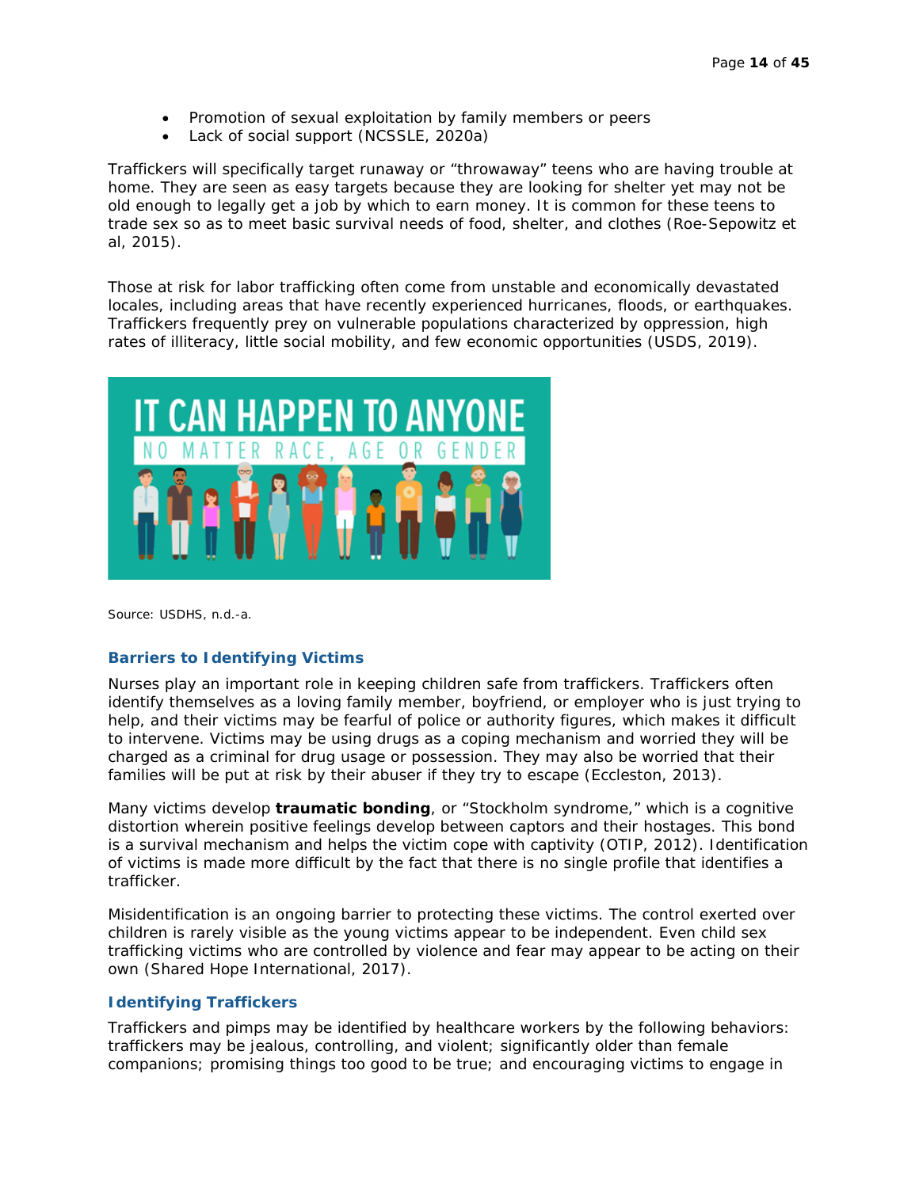- Promotion of sexual exploitation by family members or peers
- Lack of social support (NCSSLE, 2020a)

Traffickers will specifically target runaway or "throwaway" teens who are having trouble at home. They are seen as easy targets because they are looking for shelter yet may not be old enough to legally get a job by which to earn money. It is common for these teens to trade sex so as to meet basic survival needs of food, shelter, and clothes (Roe-Sepowitz et al, 2015).

Those at risk for labor trafficking often come from unstable and economically devastated locales, including areas that have recently experienced hurricanes, floods, or earthquakes. Traffickers frequently prey on vulnerable populations characterized by oppression, high rates of illiteracy, little social mobility, and few economic opportunities (USDS, 2019).

Source: USDHS, n.d.-a.

### Barriers to Identifying Victims

Nurses play an important role in keeping children safe from traffickers. Traffickers often identify themselves as a loving family member, boyfriend, or employer who is just trying to help, and their victims may be fearful of police or authority figures, which makes it difficult to intervene. Victims may be using drugs as a coping mechanism and worried they will be charged as a criminal for drug usage or possession. They may also be worried that their families will be put at risk by their abuser if they try to escape (Eccleston, 2013).

Many victims develop **traumatic bonding**, or "Stockholm syndrome," which is a cognitive distortion wherein positive feelings develop between captors and their hostages. This bond is a survival mechanism and helps the victim cope with captivity (OTIP, 2012). Identification of victims is made more difficult by the fact that there is no single profile that identifies a trafficker.

Misidentification is an ongoing barrier to protecting these victims. The control exerted over children is rarely visible as the young victims appear to be independent. Even child sex trafficking victims who are controlled by violence and fear may appear to be acting on their own (Shared Hope International, 2017).

### Identifying Traffickers

Traffickers and pimps may be identified by healthcare workers by the following behaviors: traffickers may be jealous, controlling, and violent; significantly older than female companions; promising things too good to be true; and encouraging victims to engage in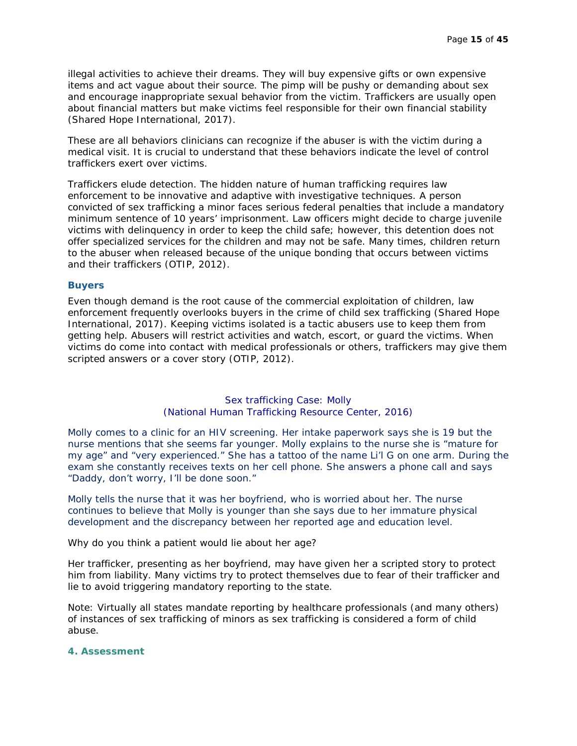illegal activities to achieve their dreams. They will buy expensive gifts or own expensive items and act vague about their source. The pimp will be pushy or demanding about sex and encourage inappropriate sexual behavior from the victim. Traffickers are usually open about financial matters but make victims feel responsible for their own financial stability (Shared Hope International, 2017).

These are all behaviors clinicians can recognize if the abuser is with the victim during a medical visit. It is crucial to understand that these behaviors indicate the level of control traffickers exert over victims.

Traffickers elude detection. The hidden nature of human trafficking requires law enforcement to be innovative and adaptive with investigative techniques. A person convicted of sex trafficking a minor faces serious federal penalties that include a mandatory minimum sentence of 10 years' imprisonment. Law officers might decide to charge juvenile victims with delinquency in order to keep the child safe; however, this detention does not offer specialized services for the children and may not be safe. Many times, children return to the abuser when released because of the unique bonding that occurs between victims and their traffickers (OTIP, 2012).

### Buyers

Even though demand is the root cause of the commercial exploitation of children, law enforcement frequently overlooks buyers in the crime of child sex trafficking (Shared Hope International, 2017). Keeping victims isolated is a tactic abusers use to keep them from getting help. Abusers will restrict activities and watch, escort, or guard the victims. When victims do come into contact with medical professionals or others, traffickers may give them scripted answers or a cover story (OTIP, 2012).

Sex trafficking Case: Molly
(National Human Trafficking Resource Center, 2016)

Molly comes to a clinic for an HIV screening. Her intake paperwork says she is 19 but the nurse mentions that she seems far younger. Molly explains to the nurse she is "mature for my age" and "very experienced." She has a tattoo of the name Li'l G on one arm. During the exam she constantly receives texts on her cell phone. She answers a phone call and says "Daddy, don't worry, I'll be done soon."

Molly tells the nurse that it was her boyfriend, who is worried about her. The nurse continues to believe that Molly is younger than she says due to her immature physical development and the discrepancy between her reported age and education level.

Why do you think a patient would lie about her age?

Her trafficker, presenting as her boyfriend, may have given her a scripted story to protect him from liability. Many victims try to protect themselves due to fear of their trafficker and lie to avoid triggering mandatory reporting to the state.

Note: Virtually all states mandate reporting by healthcare professionals (and many others) of instances of sex trafficking of minors as sex trafficking is considered a form of child abuse.

## 4. Assessment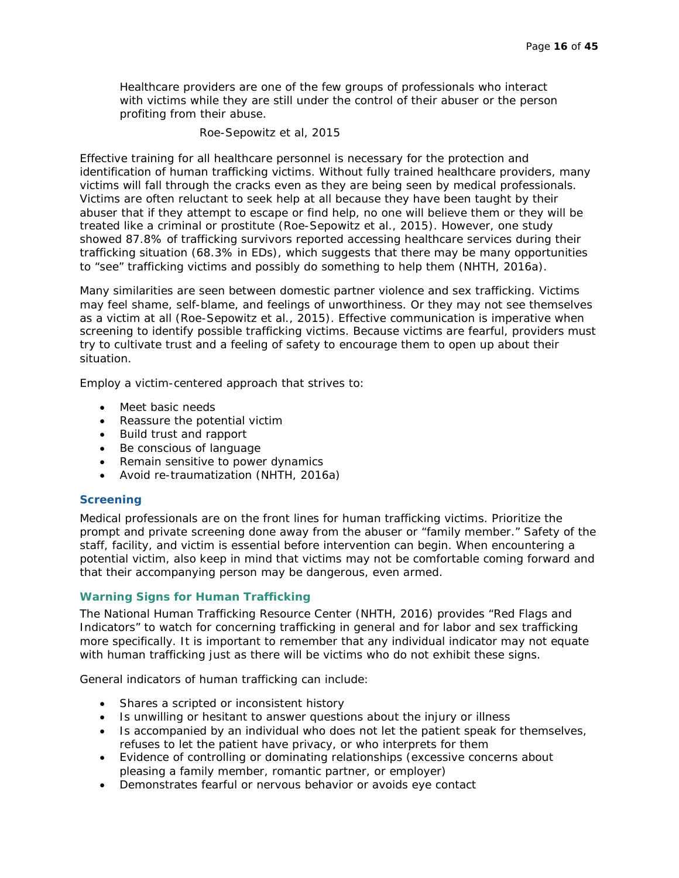> Healthcare providers are one of the few groups of professionals who interact with victims while they are still under the control of their abuser or the person profiting from their abuse.
>
> Roe-Sepowitz et al, 2015

Effective training for all healthcare personnel is necessary for the protection and identification of human trafficking victims. Without fully trained healthcare providers, many victims will fall through the cracks even as they are being seen by medical professionals. Victims are often reluctant to seek help at all because they have been taught by their abuser that if they attempt to escape or find help, no one will believe them or they will be treated like a criminal or prostitute (Roe-Sepowitz et al., 2015). However, one study showed 87.8% of trafficking survivors reported accessing healthcare services during their trafficking situation (68.3% in EDs), which suggests that there may be many opportunities to "see" trafficking victims and possibly do something to help them (NHTH, 2016a).

Many similarities are seen between domestic partner violence and sex trafficking. Victims may feel shame, self-blame, and feelings of unworthiness. Or they may not see themselves as a victim at all (Roe-Sepowitz et al., 2015). Effective communication is imperative when screening to identify possible trafficking victims. Because victims are fearful, providers must try to cultivate trust and a feeling of safety to encourage them to open up about their situation.

Employ a victim-centered approach that strives to:

- Meet basic needs
- Reassure the potential victim
- Build trust and rapport
- Be conscious of language
- Remain sensitive to power dynamics
- Avoid re-traumatization (NHTH, 2016a)

### Screening

Medical professionals are on the front lines for human trafficking victims. Prioritize the prompt and private screening done away from the abuser or "family member." Safety of the staff, facility, and victim is essential before intervention can begin. When encountering a potential victim, also keep in mind that victims may not be comfortable coming forward and that their accompanying person may be dangerous, even armed.

#### Warning Signs for Human Trafficking

The National Human Trafficking Resource Center (NHTH, 2016) provides "Red Flags and Indicators" to watch for concerning trafficking in general and for labor and sex trafficking more specifically. It is important to remember that any individual indicator may not equate with human trafficking just as there will be victims who do not exhibit these signs.

General indicators of human trafficking can include:

- Shares a scripted or inconsistent history
- Is unwilling or hesitant to answer questions about the injury or illness
- Is accompanied by an individual who does not let the patient speak for themselves, refuses to let the patient have privacy, or who interprets for them
- Evidence of controlling or dominating relationships (excessive concerns about pleasing a family member, romantic partner, or employer)
- Demonstrates fearful or nervous behavior or avoids eye contact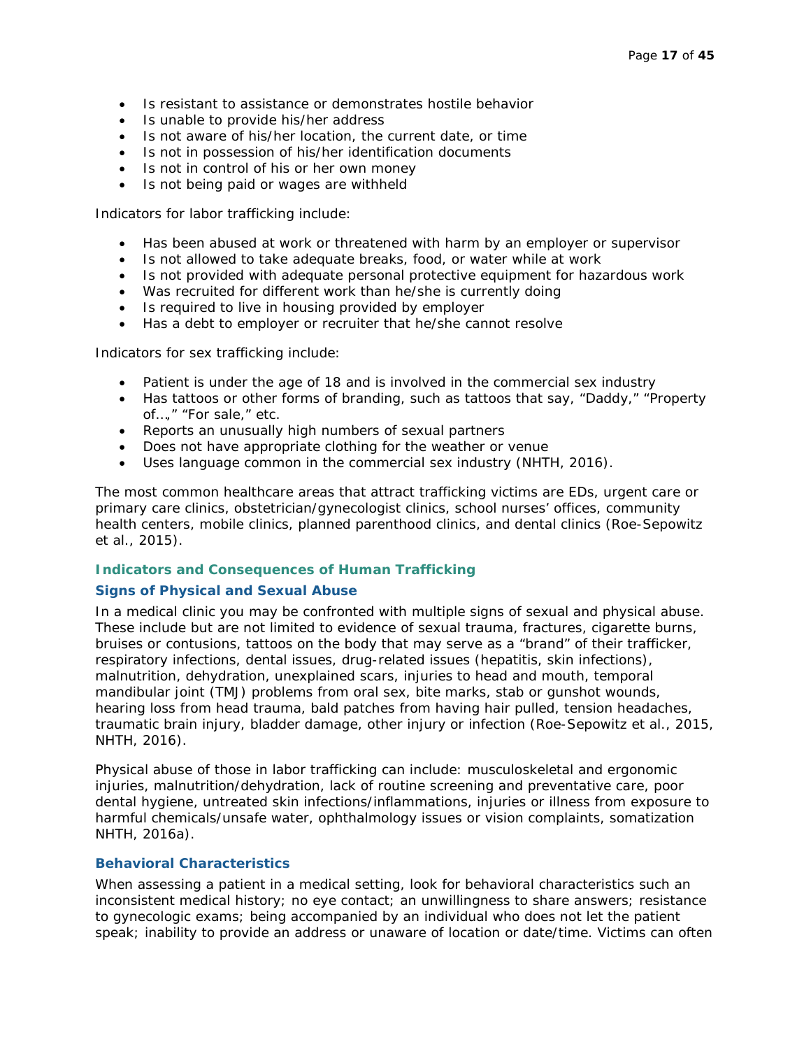- Is resistant to assistance or demonstrates hostile behavior
- Is unable to provide his/her address
- Is not aware of his/her location, the current date, or time
- Is not in possession of his/her identification documents
- Is not in control of his or her own money
- Is not being paid or wages are withheld

Indicators for labor trafficking include:

- Has been abused at work or threatened with harm by an employer or supervisor
- Is not allowed to take adequate breaks, food, or water while at work
- Is not provided with adequate personal protective equipment for hazardous work
- Was recruited for different work than he/she is currently doing
- Is required to live in housing provided by employer
- Has a debt to employer or recruiter that he/she cannot resolve

Indicators for sex trafficking include:

- Patient is under the age of 18 and is involved in the commercial sex industry
- Has tattoos or other forms of branding, such as tattoos that say, "Daddy," "Property of…," "For sale," etc.
- Reports an unusually high numbers of sexual partners
- Does not have appropriate clothing for the weather or venue
- Uses language common in the commercial sex industry (NHTH, 2016).

The most common healthcare areas that attract trafficking victims are EDs, urgent care or primary care clinics, obstetrician/gynecologist clinics, school nurses' offices, community health centers, mobile clinics, planned parenthood clinics, and dental clinics (Roe-Sepowitz et al., 2015).

## Indicators and Consequences of Human Trafficking

### Signs of Physical and Sexual Abuse

In a medical clinic you may be confronted with multiple signs of sexual and physical abuse. These include but are not limited to evidence of sexual trauma, fractures, cigarette burns, bruises or contusions, tattoos on the body that may serve as a "brand" of their trafficker, respiratory infections, dental issues, drug-related issues (hepatitis, skin infections), malnutrition, dehydration, unexplained scars, injuries to head and mouth, temporal mandibular joint (TMJ) problems from oral sex, bite marks, stab or gunshot wounds, hearing loss from head trauma, bald patches from having hair pulled, tension headaches, traumatic brain injury, bladder damage, other injury or infection (Roe-Sepowitz et al., 2015, NHTH, 2016).

Physical abuse of those in labor trafficking can include: musculoskeletal and ergonomic injuries, malnutrition/dehydration, lack of routine screening and preventative care, poor dental hygiene, untreated skin infections/inflammations, injuries or illness from exposure to harmful chemicals/unsafe water, ophthalmology issues or vision complaints, somatization NHTH, 2016a).

### Behavioral Characteristics

When assessing a patient in a medical setting, look for behavioral characteristics such an inconsistent medical history; no eye contact; an unwillingness to share answers; resistance to gynecologic exams; being accompanied by an individual who does not let the patient speak; inability to provide an address or unaware of location or date/time. Victims can often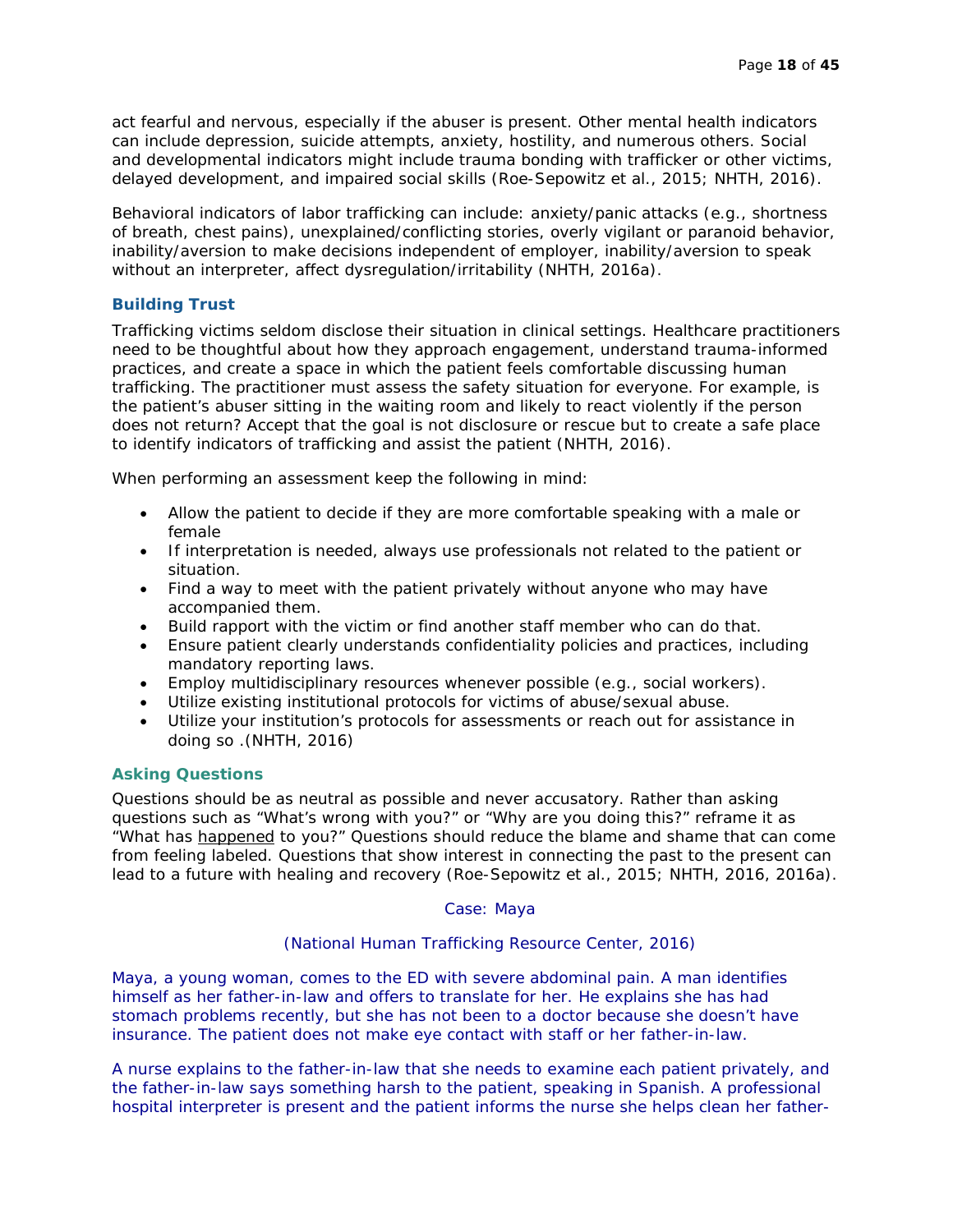act fearful and nervous, especially if the abuser is present. Other mental health indicators can include depression, suicide attempts, anxiety, hostility, and numerous others. Social and developmental indicators might include trauma bonding with trafficker or other victims, delayed development, and impaired social skills (Roe-Sepowitz et al., 2015; NHTH, 2016).

Behavioral indicators of labor trafficking can include: anxiety/panic attacks (e.g., shortness of breath, chest pains), unexplained/conflicting stories, overly vigilant or paranoid behavior, inability/aversion to make decisions independent of employer, inability/aversion to speak without an interpreter, affect dysregulation/irritability (NHTH, 2016a).

### Building Trust

Trafficking victims seldom disclose their situation in clinical settings. Healthcare practitioners need to be thoughtful about how they approach engagement, understand trauma-informed practices, and create a space in which the patient feels comfortable discussing human trafficking. The practitioner must assess the safety situation for everyone. For example, is the patient's abuser sitting in the waiting room and likely to react violently if the person does not return? Accept that the goal is not disclosure or rescue but to create a safe place to identify indicators of trafficking and assist the patient (NHTH, 2016).

When performing an assessment keep the following in mind:

- Allow the patient to decide if they are more comfortable speaking with a male or female
- If interpretation is needed, always use professionals not related to the patient or situation.
- Find a way to meet with the patient privately without anyone who may have accompanied them.
- Build rapport with the victim or find another staff member who can do that.
- Ensure patient clearly understands confidentiality policies and practices, including mandatory reporting laws.
- Employ multidisciplinary resources whenever possible (e.g., social workers).
- Utilize existing institutional protocols for victims of abuse/sexual abuse.
- Utilize your institution's protocols for assessments or reach out for assistance in doing so .(NHTH, 2016)

### Asking Questions

Questions should be as neutral as possible and never accusatory. Rather than asking questions such as "What's wrong with you?" or "Why are you doing this?" reframe it as "What has happened to you?" Questions should reduce the blame and shame that can come from feeling labeled. Questions that show interest in connecting the past to the present can lead to a future with healing and recovery (Roe-Sepowitz et al., 2015; NHTH, 2016, 2016a).

Case: Maya

(National Human Trafficking Resource Center, 2016)

Maya, a young woman, comes to the ED with severe abdominal pain. A man identifies himself as her father-in-law and offers to translate for her. He explains she has had stomach problems recently, but she has not been to a doctor because she doesn't have insurance. The patient does not make eye contact with staff or her father-in-law.

A nurse explains to the father-in-law that she needs to examine each patient privately, and the father-in-law says something harsh to the patient, speaking in Spanish. A professional hospital interpreter is present and the patient informs the nurse she helps clean her father-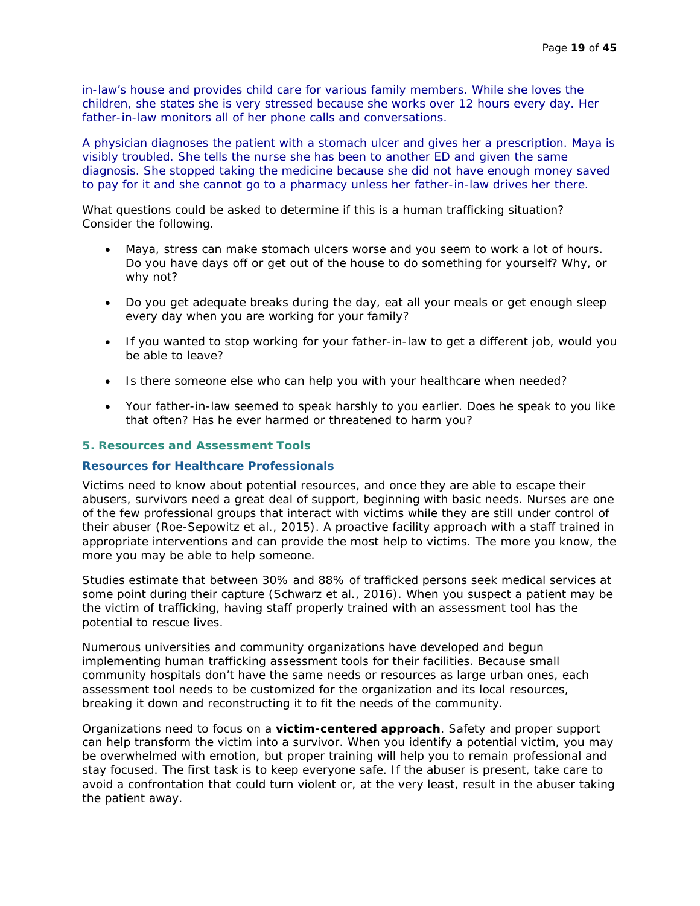in-law's house and provides child care for various family members. While she loves the children, she states she is very stressed because she works over 12 hours every day. Her father-in-law monitors all of her phone calls and conversations.

A physician diagnoses the patient with a stomach ulcer and gives her a prescription. Maya is visibly troubled. She tells the nurse she has been to another ED and given the same diagnosis. She stopped taking the medicine because she did not have enough money saved to pay for it and she cannot go to a pharmacy unless her father-in-law drives her there.

What questions could be asked to determine if this is a human trafficking situation? Consider the following.

- Maya, stress can make stomach ulcers worse and you seem to work a lot of hours. Do you have days off or get out of the house to do something for yourself? Why, or why not?
- Do you get adequate breaks during the day, eat all your meals or get enough sleep every day when you are working for your family?
- If you wanted to stop working for your father-in-law to get a different job, would you be able to leave?
- Is there someone else who can help you with your healthcare when needed?
- Your father-in-law seemed to speak harshly to you earlier. Does he speak to you like that often? Has he ever harmed or threatened to harm you?

## 5. Resources and Assessment Tools

### Resources for Healthcare Professionals

Victims need to know about potential resources, and once they are able to escape their abusers, survivors need a great deal of support, beginning with basic needs. Nurses are one of the few professional groups that interact with victims while they are still under control of their abuser (Roe-Sepowitz et al., 2015). A proactive facility approach with a staff trained in appropriate interventions and can provide the most help to victims. The more you know, the more you may be able to help someone.

Studies estimate that between 30% and 88% of trafficked persons seek medical services at some point during their capture (Schwarz et al., 2016). When you suspect a patient may be the victim of trafficking, having staff properly trained with an assessment tool has the potential to rescue lives.

Numerous universities and community organizations have developed and begun implementing human trafficking assessment tools for their facilities. Because small community hospitals don't have the same needs or resources as large urban ones, each assessment tool needs to be customized for the organization and its local resources, breaking it down and reconstructing it to fit the needs of the community.

Organizations need to focus on a **victim-centered approach**. Safety and proper support can help transform the victim into a survivor. When you identify a potential victim, you may be overwhelmed with emotion, but proper training will help you to remain professional and stay focused. The first task is to keep everyone safe. If the abuser is present, take care to avoid a confrontation that could turn violent or, at the very least, result in the abuser taking the patient away.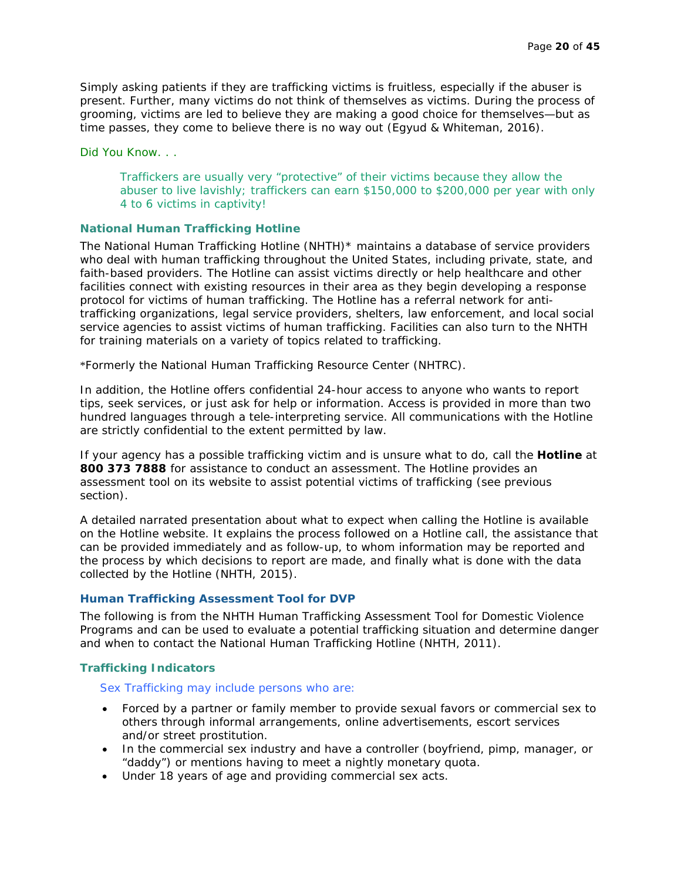Simply asking patients if they are trafficking victims is fruitless, especially if the abuser is present. Further, many victims do not think of themselves as victims. During the process of grooming, victims are led to believe they are making a good choice for themselves—but as time passes, they come to believe there is no way out (Egyud & Whiteman, 2016).

Did You Know. . .

> Traffickers are usually very "protective" of their victims because they allow the abuser to live lavishly; traffickers can earn $150,000 to $200,000 per year with only 4 to 6 victims in captivity!

### National Human Trafficking Hotline

The National Human Trafficking Hotline (NHTH)* maintains a database of service providers who deal with human trafficking throughout the United States, including private, state, and faith-based providers. The Hotline can assist victims directly or help healthcare and other facilities connect with existing resources in their area as they begin developing a response protocol for victims of human trafficking. The Hotline has a referral network for anti-trafficking organizations, legal service providers, shelters, law enforcement, and local social service agencies to assist victims of human trafficking. Facilities can also turn to the NHTH for training materials on a variety of topics related to trafficking.

*Formerly the National Human Trafficking Resource Center (NHTRC).

In addition, the Hotline offers confidential 24-hour access to anyone who wants to report tips, seek services, or just ask for help or information. Access is provided in more than two hundred languages through a tele-interpreting service. All communications with the Hotline are strictly confidential to the extent permitted by law.

If your agency has a possible trafficking victim and is unsure what to do, call the **Hotline** at **800 373 7888** for assistance to conduct an assessment. The Hotline provides an assessment tool on its website to assist potential victims of trafficking (see previous section).

A detailed narrated presentation about what to expect when calling the Hotline is available on the Hotline website. It explains the process followed on a Hotline call, the assistance that can be provided immediately and as follow-up, to whom information may be reported and the process by which decisions to report are made, and finally what is done with the data collected by the Hotline (NHTH, 2015).

### Human Trafficking Assessment Tool for DVP

The following is from the NHTH Human Trafficking Assessment Tool for Domestic Violence Programs and can be used to evaluate a potential trafficking situation and determine danger and when to contact the National Human Trafficking Hotline (NHTH, 2011).

### Trafficking Indicators

#### Sex Trafficking may include persons who are:

- Forced by a partner or family member to provide sexual favors or commercial sex to others through informal arrangements, online advertisements, escort services and/or street prostitution.
- In the commercial sex industry and have a controller (boyfriend, pimp, manager, or "daddy") or mentions having to meet a nightly monetary quota.
- Under 18 years of age and providing commercial sex acts.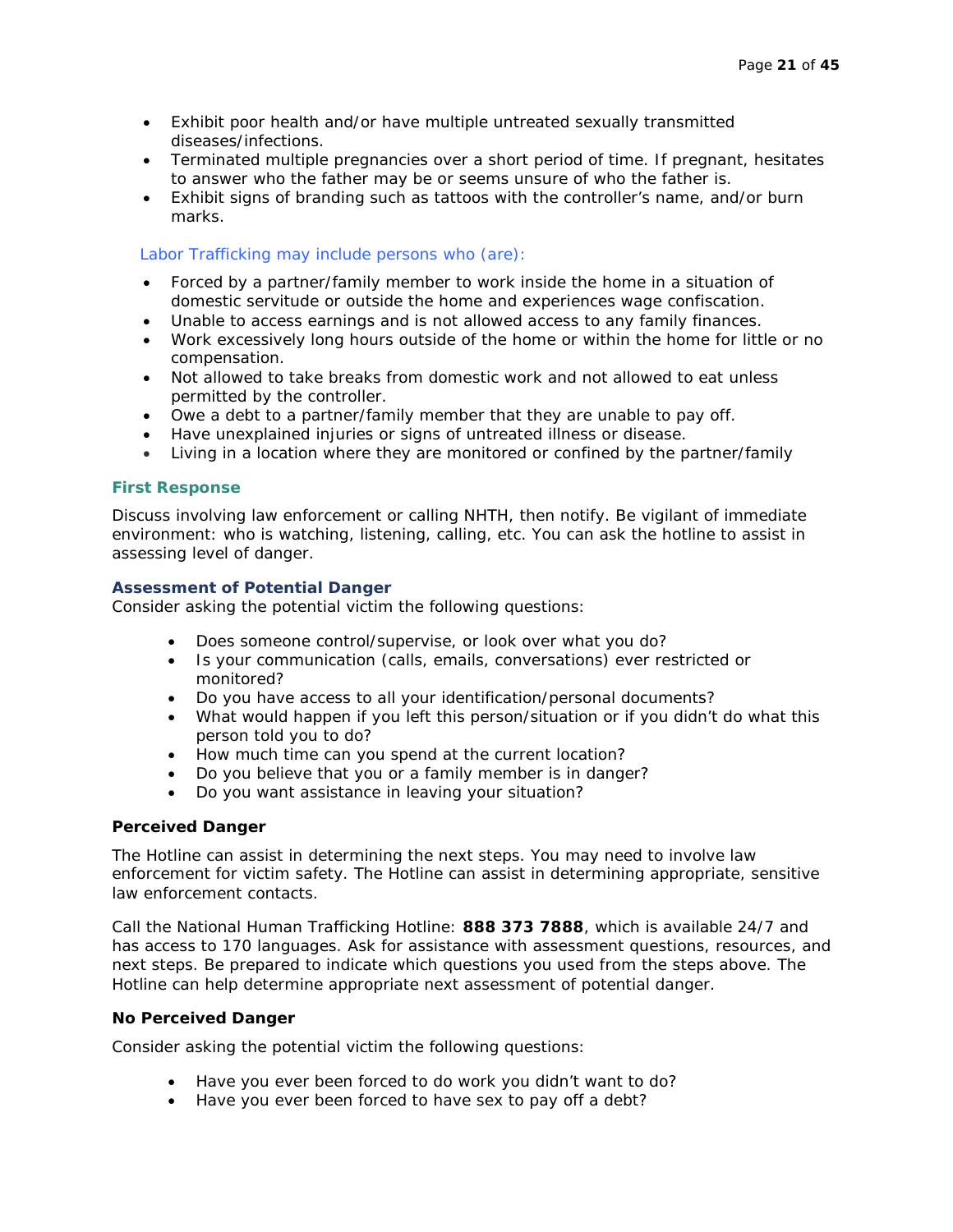- Exhibit poor health and/or have multiple untreated sexually transmitted diseases/infections.
- Terminated multiple pregnancies over a short period of time. If pregnant, hesitates to answer who the father may be or seems unsure of who the father is.
- Exhibit signs of branding such as tattoos with the controller's name, and/or burn marks.

### Labor Trafficking may include persons who (are):

- Forced by a partner/family member to work inside the home in a situation of domestic servitude or outside the home and experiences wage confiscation.
- Unable to access earnings and is not allowed access to any family finances.
- Work excessively long hours outside of the home or within the home for little or no compensation.
- Not allowed to take breaks from domestic work and not allowed to eat unless permitted by the controller.
- Owe a debt to a partner/family member that they are unable to pay off.
- Have unexplained injuries or signs of untreated illness or disease.
- Living in a location where they are monitored or confined by the partner/family

## First Response

Discuss involving law enforcement or calling NHTH, then notify. Be vigilant of immediate environment: who is watching, listening, calling, etc. You can ask the hotline to assist in assessing level of danger.

### Assessment of Potential Danger

Consider asking the potential victim the following questions:

- Does someone control/supervise, or look over what you do?
- Is your communication (calls, emails, conversations) ever restricted or monitored?
- Do you have access to all your identification/personal documents?
- What would happen if you left this person/situation or if you didn't do what this person told you to do?
- How much time can you spend at the current location?
- Do you believe that you or a family member is in danger?
- Do you want assistance in leaving your situation?

**Perceived Danger**

The Hotline can assist in determining the next steps. You may need to involve law enforcement for victim safety. The Hotline can assist in determining appropriate, sensitive law enforcement contacts.

Call the National Human Trafficking Hotline: **888 373 7888**, which is available 24/7 and has access to 170 languages. Ask for assistance with assessment questions, resources, and next steps. Be prepared to indicate which questions you used from the steps above. The Hotline can help determine appropriate next assessment of potential danger.

**No Perceived Danger**

Consider asking the potential victim the following questions:

- Have you ever been forced to do work you didn't want to do?
- Have you ever been forced to have sex to pay off a debt?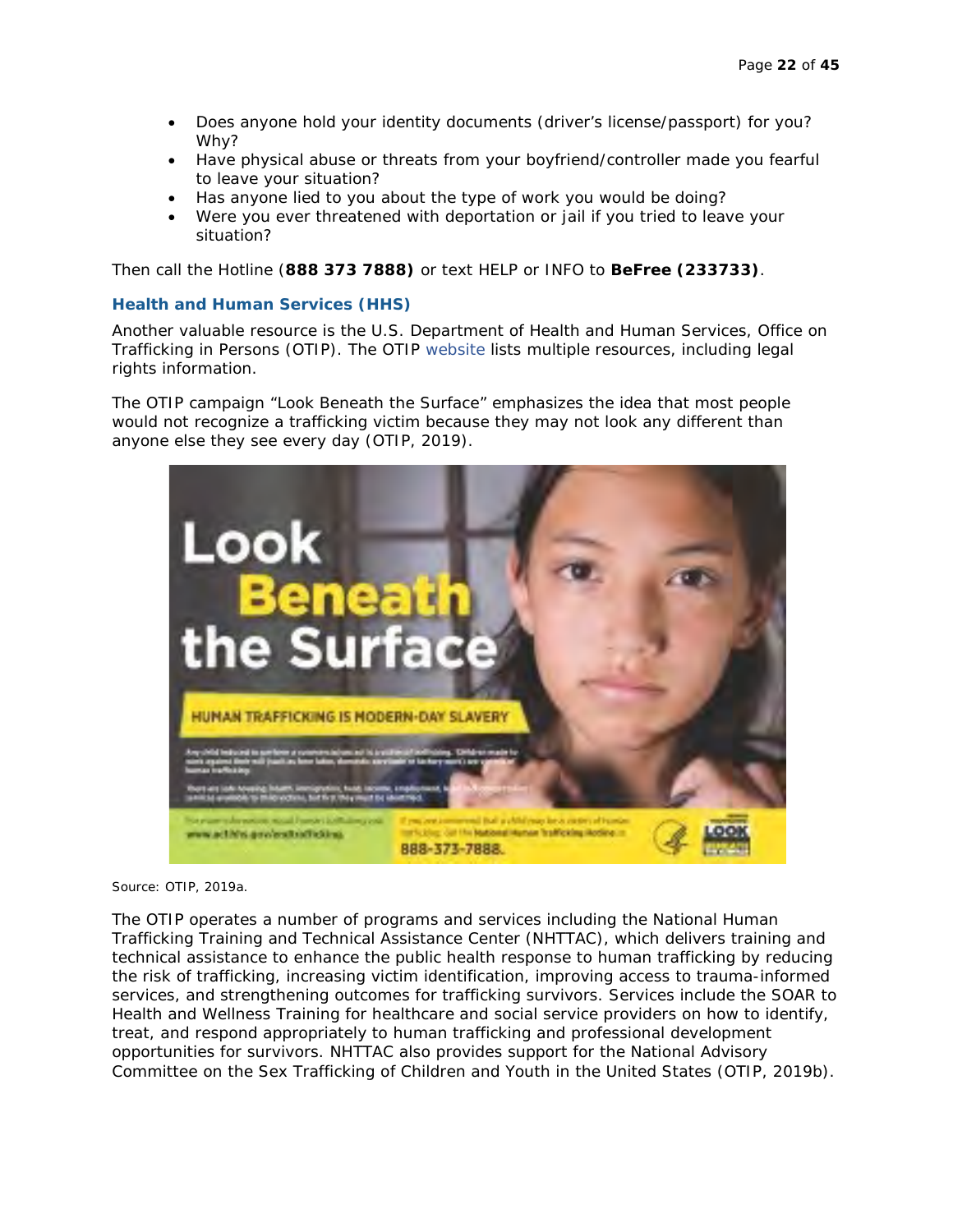- Does anyone hold your identity documents (driver's license/passport) for you? Why?
- Have physical abuse or threats from your boyfriend/controller made you fearful to leave your situation?
- Has anyone lied to you about the type of work you would be doing?
- Were you ever threatened with deportation or jail if you tried to leave your situation?

Then call the Hotline (**888 373 7888)** or text HELP or INFO to **BeFree (233733)**.

### Health and Human Services (HHS)

Another valuable resource is the U.S. Department of Health and Human Services, Office on Trafficking in Persons (OTIP). The OTIP website lists multiple resources, including legal rights information.

The OTIP campaign "Look Beneath the Surface" emphasizes the idea that most people would not recognize a trafficking victim because they may not look any different than anyone else they see every day (OTIP, 2019).

Source: OTIP, 2019a.

The OTIP operates a number of programs and services including the National Human Trafficking Training and Technical Assistance Center (NHTTAC), which delivers training and technical assistance to enhance the public health response to human trafficking by reducing the risk of trafficking, increasing victim identification, improving access to trauma-informed services, and strengthening outcomes for trafficking survivors. Services include the SOAR to Health and Wellness Training for healthcare and social service providers on how to identify, treat, and respond appropriately to human trafficking and professional development opportunities for survivors. NHTTAC also provides support for the National Advisory Committee on the Sex Trafficking of Children and Youth in the United States (OTIP, 2019b).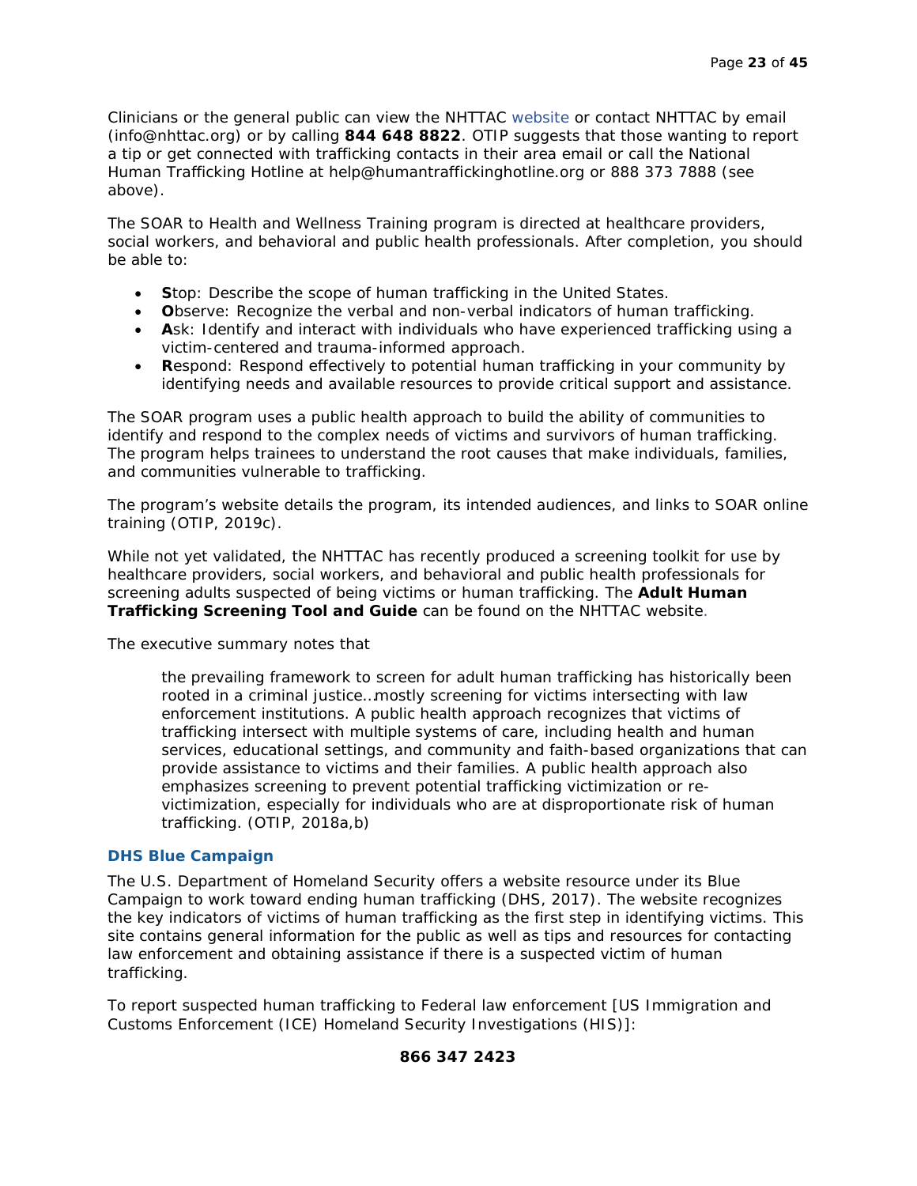Clinicians or the general public can view the NHTTAC website or contact NHTTAC by email (info@nhttac.org) or by calling **844 648 8822**. OTIP suggests that those wanting to report a tip or get connected with trafficking contacts in their area email or call the National Human Trafficking Hotline at help@humantraffickinghotline.org or 888 373 7888 (see above).

The SOAR to Health and Wellness Training program is directed at healthcare providers, social workers, and behavioral and public health professionals. After completion, you should be able to:

- **S**top: Describe the scope of human trafficking in the United States.
- **O**bserve: Recognize the verbal and non-verbal indicators of human trafficking.
- **A**sk: Identify and interact with individuals who have experienced trafficking using a victim-centered and trauma-informed approach.
- **R**espond: Respond effectively to potential human trafficking in your community by identifying needs and available resources to provide critical support and assistance.

The SOAR program uses a public health approach to build the ability of communities to identify and respond to the complex needs of victims and survivors of human trafficking. The program helps trainees to understand the root causes that make individuals, families, and communities vulnerable to trafficking.

The program's website details the program, its intended audiences, and links to SOAR online training (OTIP, 2019c).

While not yet validated, the NHTTAC has recently produced a screening toolkit for use by healthcare providers, social workers, and behavioral and public health professionals for screening adults suspected of being victims or human trafficking. The **Adult Human Trafficking Screening Tool and Guide** can be found on the NHTTAC website.

The executive summary notes that

> the prevailing framework to screen for adult human trafficking has historically been rooted in a criminal justice…mostly screening for victims intersecting with law enforcement institutions. A public health approach recognizes that victims of trafficking intersect with multiple systems of care, including health and human services, educational settings, and community and faith-based organizations that can provide assistance to victims and their families. A public health approach also emphasizes screening to prevent potential trafficking victimization or re-victimization, especially for individuals who are at disproportionate risk of human trafficking. (OTIP, 2018a,b)

### DHS Blue Campaign

The U.S. Department of Homeland Security offers a website resource under its Blue Campaign to work toward ending human trafficking (DHS, 2017). The website recognizes the key indicators of victims of human trafficking as the first step in identifying victims. This site contains general information for the public as well as tips and resources for contacting law enforcement and obtaining assistance if there is a suspected victim of human trafficking.

To report suspected human trafficking to Federal law enforcement [US Immigration and Customs Enforcement (ICE) Homeland Security Investigations (HIS)]:

**866 347 2423**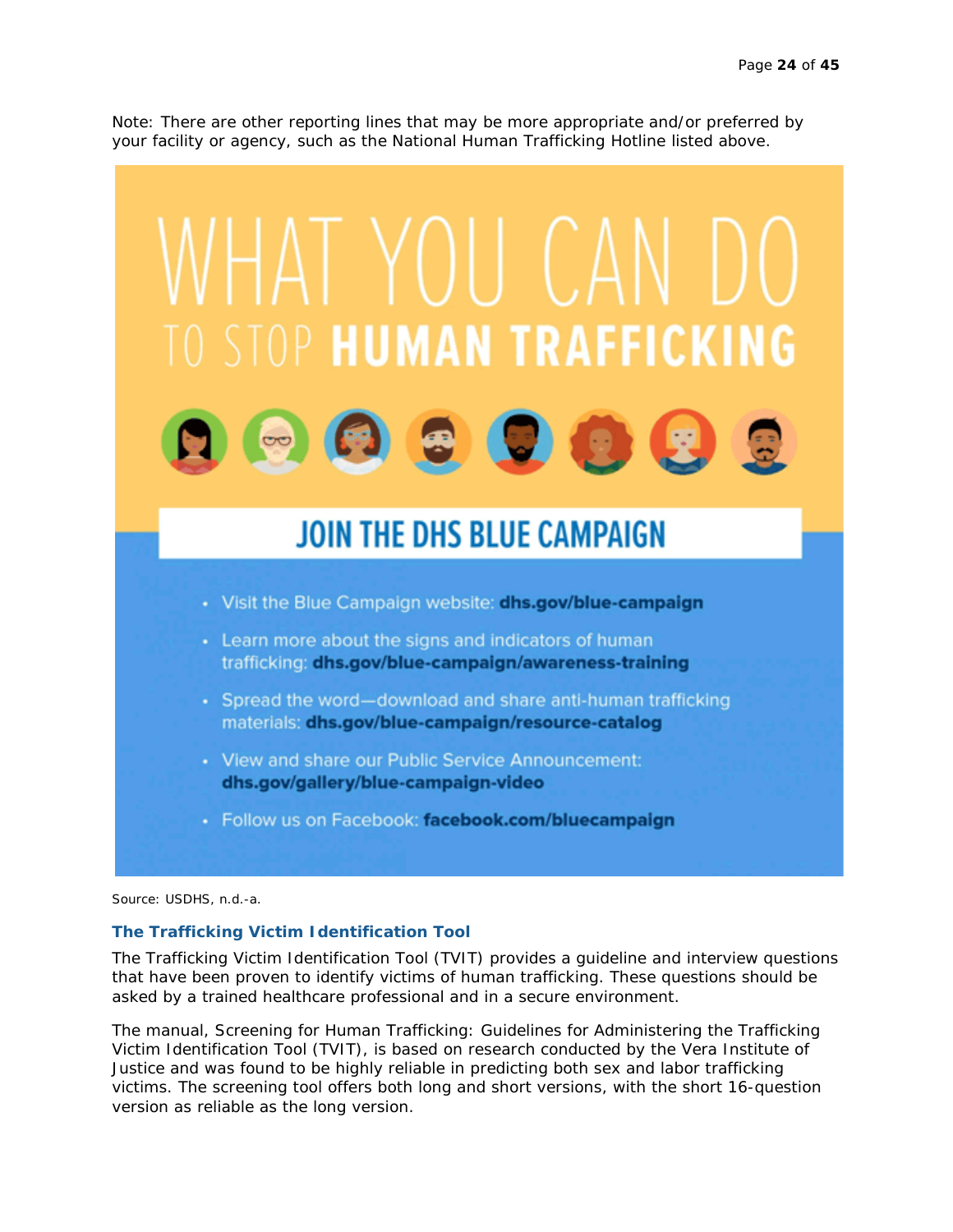Note: There are other reporting lines that may be more appropriate and/or preferred by your facility or agency, such as the National Human Trafficking Hotline listed above.

# WHAT YOU CAN DO TO STOP HUMAN TRAFFICKING

## JOIN THE DHS BLUE CAMPAIGN

- Visit the Blue Campaign website: **dhs.gov/blue-campaign**
- Learn more about the signs and indicators of human trafficking: **dhs.gov/blue-campaign/awareness-training**
- Spread the word—download and share anti-human trafficking materials: **dhs.gov/blue-campaign/resource-catalog**
- View and share our Public Service Announcement: **dhs.gov/gallery/blue-campaign-video**
- Follow us on Facebook: **facebook.com/bluecampaign**

Source: USDHS, n.d.-a.

### The Trafficking Victim Identification Tool

The Trafficking Victim Identification Tool (TVIT) provides a guideline and interview questions that have been proven to identify victims of human trafficking. These questions should be asked by a trained healthcare professional and in a secure environment.

The manual, Screening for Human Trafficking: Guidelines for Administering the Trafficking Victim Identification Tool (TVIT), is based on research conducted by the Vera Institute of Justice and was found to be highly reliable in predicting both sex and labor trafficking victims. The screening tool offers both long and short versions, with the short 16-question version as reliable as the long version.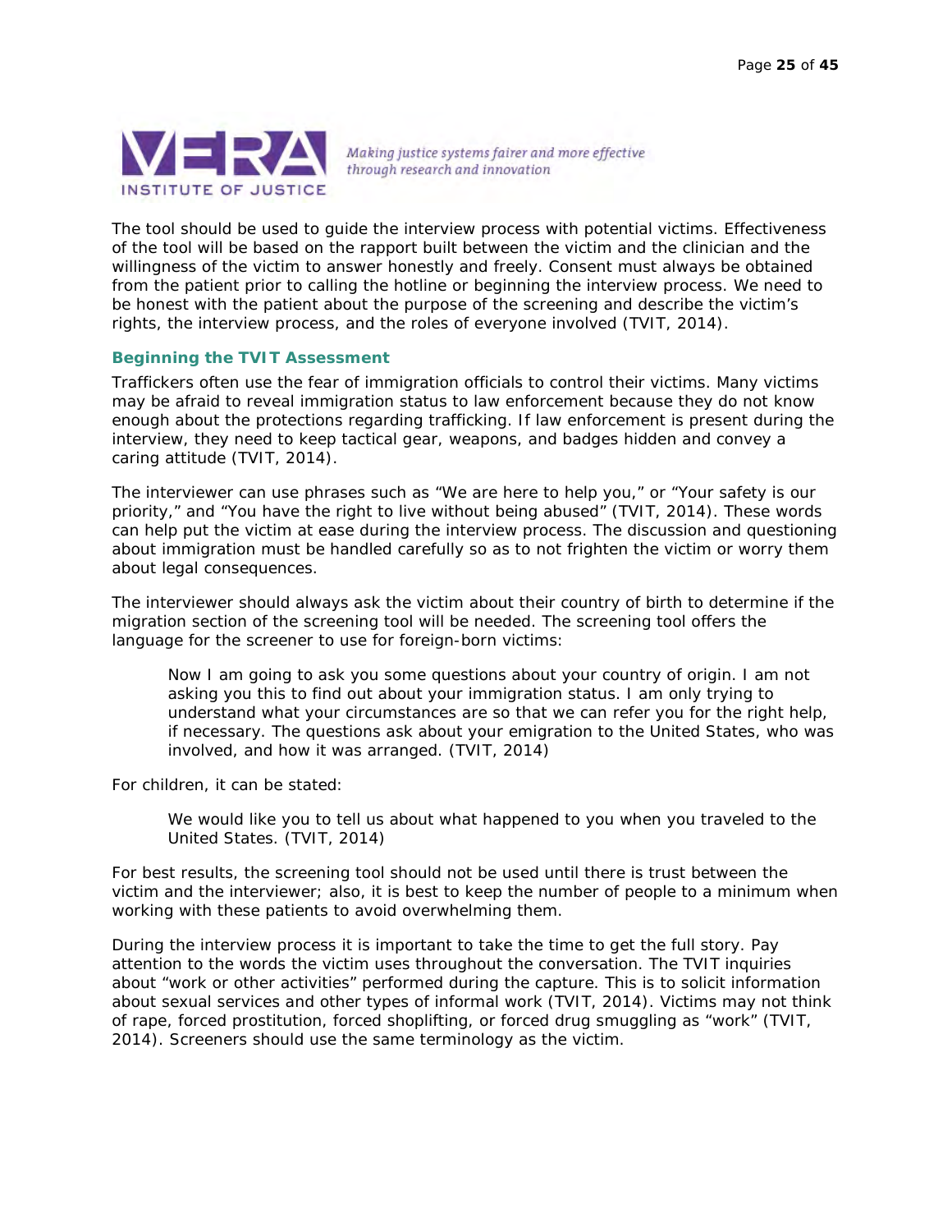The tool should be used to guide the interview process with potential victims. Effectiveness of the tool will be based on the rapport built between the victim and the clinician and the willingness of the victim to answer honestly and freely. Consent must always be obtained from the patient prior to calling the hotline or beginning the interview process. We need to be honest with the patient about the purpose of the screening and describe the victim's rights, the interview process, and the roles of everyone involved (TVIT, 2014).

### Beginning the TVIT Assessment

Traffickers often use the fear of immigration officials to control their victims. Many victims may be afraid to reveal immigration status to law enforcement because they do not know enough about the protections regarding trafficking. If law enforcement is present during the interview, they need to keep tactical gear, weapons, and badges hidden and convey a caring attitude (TVIT, 2014).

The interviewer can use phrases such as "We are here to help you," or "Your safety is our priority," and "You have the right to live without being abused" (TVIT, 2014). These words can help put the victim at ease during the interview process. The discussion and questioning about immigration must be handled carefully so as to not frighten the victim or worry them about legal consequences.

The interviewer should always ask the victim about their country of birth to determine if the migration section of the screening tool will be needed. The screening tool offers the language for the screener to use for foreign-born victims:

> *Now I am going to ask you some questions about your country of origin. I am not asking you this to find out about your immigration status. I am only trying to understand what your circumstances are so that we can refer you for the right help, if necessary. The questions ask about your emigration to the United States, who was involved, and how it was arranged.* (TVIT, 2014)

For children, it can be stated:

> *We would like you to tell us about what happened to you when you traveled to the United States.* (TVIT, 2014)

For best results, the screening tool should not be used until there is trust between the victim and the interviewer; also, it is best to keep the number of people to a minimum when working with these patients to avoid overwhelming them.

During the interview process it is important to take the time to get the full story. Pay attention to the words the victim uses throughout the conversation. The TVIT inquiries about "work or other activities" performed during the capture. This is to solicit information about sexual services and other types of informal work (TVIT, 2014). Victims may not think of rape, forced prostitution, forced shoplifting, or forced drug smuggling as "work" (TVIT, 2014). Screeners should use the same terminology as the victim.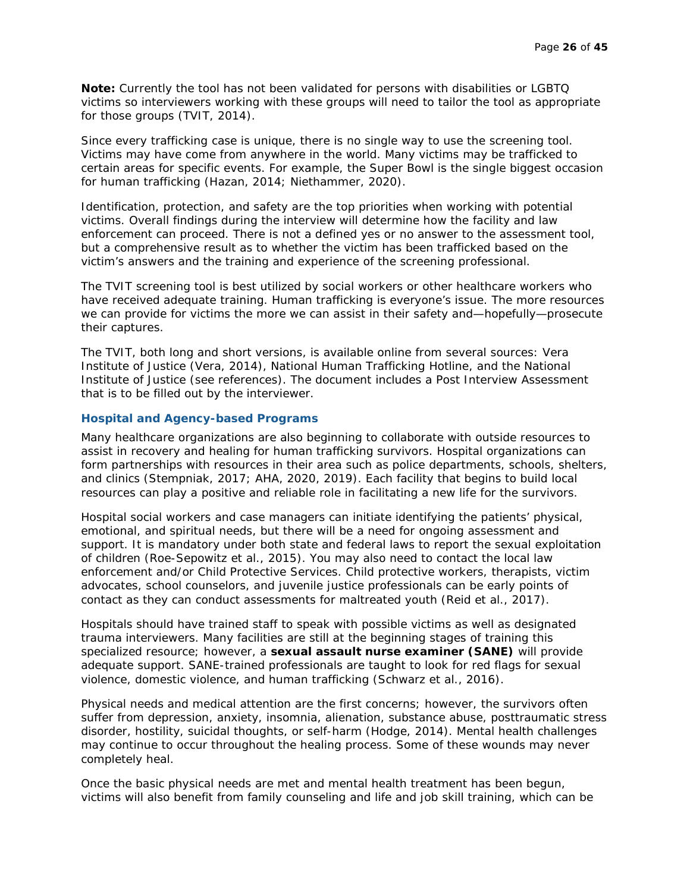**Note:** Currently the tool has not been validated for persons with disabilities or LGBTQ victims so interviewers working with these groups will need to tailor the tool as appropriate for those groups (TVIT, 2014).

Since every trafficking case is unique, there is no single way to use the screening tool. Victims may have come from anywhere in the world. Many victims may be trafficked to certain areas for specific events. For example, the Super Bowl is the single biggest occasion for human trafficking (Hazan, 2014; Niethammer, 2020).

Identification, protection, and safety are the top priorities when working with potential victims. Overall findings during the interview will determine how the facility and law enforcement can proceed. There is not a defined yes or no answer to the assessment tool, but a comprehensive result as to whether the victim has been trafficked based on the victim's answers and the training and experience of the screening professional.

The TVIT screening tool is best utilized by social workers or other healthcare workers who have received adequate training. Human trafficking is everyone's issue. The more resources we can provide for victims the more we can assist in their safety and—hopefully—prosecute their captures.

The TVIT, both long and short versions, is available online from several sources: Vera Institute of Justice (Vera, 2014), National Human Trafficking Hotline, and the National Institute of Justice (see references). The document includes a Post Interview Assessment that is to be filled out by the interviewer.

### Hospital and Agency-based Programs

Many healthcare organizations are also beginning to collaborate with outside resources to assist in recovery and healing for human trafficking survivors. Hospital organizations can form partnerships with resources in their area such as police departments, schools, shelters, and clinics (Stempniak, 2017; AHA, 2020, 2019). Each facility that begins to build local resources can play a positive and reliable role in facilitating a new life for the survivors.

Hospital social workers and case managers can initiate identifying the patients' physical, emotional, and spiritual needs, but there will be a need for ongoing assessment and support. It is mandatory under both state and federal laws to report the sexual exploitation of children (Roe-Sepowitz et al., 2015). You may also need to contact the local law enforcement and/or Child Protective Services. Child protective workers, therapists, victim advocates, school counselors, and juvenile justice professionals can be early points of contact as they can conduct assessments for maltreated youth (Reid et al., 2017).

Hospitals should have trained staff to speak with possible victims as well as designated trauma interviewers. Many facilities are still at the beginning stages of training this specialized resource; however, a **sexual assault nurse examiner (SANE)** will provide adequate support. SANE-trained professionals are taught to look for red flags for sexual violence, domestic violence, and human trafficking (Schwarz et al., 2016).

Physical needs and medical attention are the first concerns; however, the survivors often suffer from depression, anxiety, insomnia, alienation, substance abuse, posttraumatic stress disorder, hostility, suicidal thoughts, or self-harm (Hodge, 2014). Mental health challenges may continue to occur throughout the healing process. Some of these wounds may never completely heal.

Once the basic physical needs are met and mental health treatment has been begun, victims will also benefit from family counseling and life and job skill training, which can be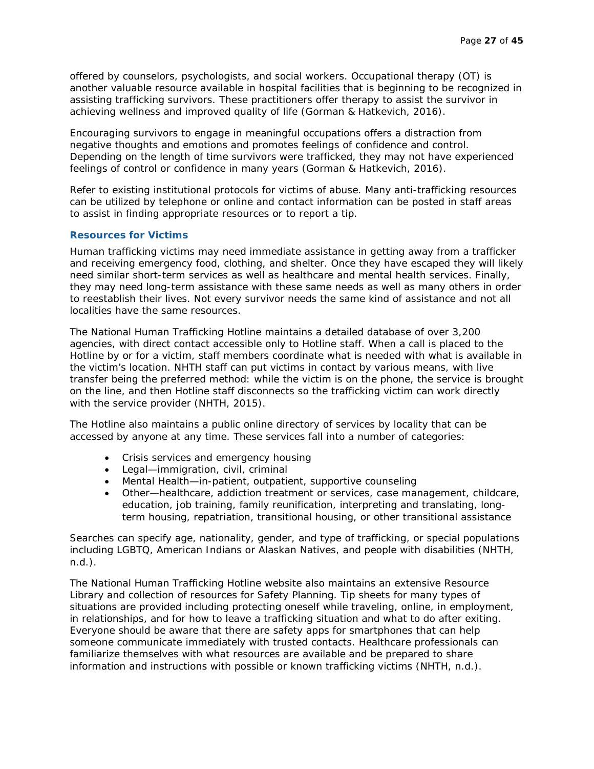offered by counselors, psychologists, and social workers. Occupational therapy (OT) is another valuable resource available in hospital facilities that is beginning to be recognized in assisting trafficking survivors. These practitioners offer therapy to assist the survivor in achieving wellness and improved quality of life (Gorman & Hatkevich, 2016).

Encouraging survivors to engage in meaningful occupations offers a distraction from negative thoughts and emotions and promotes feelings of confidence and control. Depending on the length of time survivors were trafficked, they may not have experienced feelings of control or confidence in many years (Gorman & Hatkevich, 2016).

Refer to existing institutional protocols for victims of abuse. Many anti-trafficking resources can be utilized by telephone or online and contact information can be posted in staff areas to assist in finding appropriate resources or to report a tip.

### Resources for Victims

Human trafficking victims may need immediate assistance in getting away from a trafficker and receiving emergency food, clothing, and shelter. Once they have escaped they will likely need similar short-term services as well as healthcare and mental health services. Finally, they may need long-term assistance with these same needs as well as many others in order to reestablish their lives. Not every survivor needs the same kind of assistance and not all localities have the same resources.

The National Human Trafficking Hotline maintains a detailed database of over 3,200 agencies, with direct contact accessible only to Hotline staff. When a call is placed to the Hotline by or for a victim, staff members coordinate what is needed with what is available in the victim's location. NHTH staff can put victims in contact by various means, with live transfer being the preferred method: while the victim is on the phone, the service is brought on the line, and then Hotline staff disconnects so the trafficking victim can work directly with the service provider (NHTH, 2015).

The Hotline also maintains a public online directory of services by locality that can be accessed by anyone at any time. These services fall into a number of categories:

- Crisis services and emergency housing
- Legal—immigration, civil, criminal
- Mental Health—in-patient, outpatient, supportive counseling
- Other—healthcare, addiction treatment or services, case management, childcare, education, job training, family reunification, interpreting and translating, long-term housing, repatriation, transitional housing, or other transitional assistance

Searches can specify age, nationality, gender, and type of trafficking, or special populations including LGBTQ, American Indians or Alaskan Natives, and people with disabilities (NHTH, n.d.).

The National Human Trafficking Hotline website also maintains an extensive Resource Library and collection of resources for Safety Planning. Tip sheets for many types of situations are provided including protecting oneself while traveling, online, in employment, in relationships, and for how to leave a trafficking situation and what to do after exiting. Everyone should be aware that there are safety apps for smartphones that can help someone communicate immediately with trusted contacts. Healthcare professionals can familiarize themselves with what resources are available and be prepared to share information and instructions with possible or known trafficking victims (NHTH, n.d.).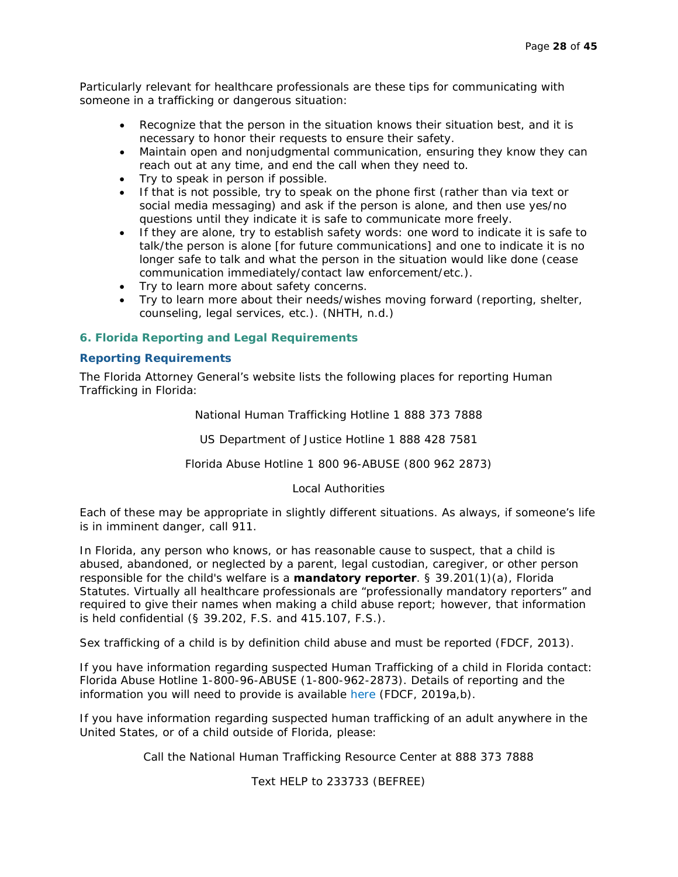Particularly relevant for healthcare professionals are these tips for communicating with someone in a trafficking or dangerous situation:

- Recognize that the person in the situation knows their situation best, and it is necessary to honor their requests to ensure their safety.
- Maintain open and nonjudgmental communication, ensuring they know they can reach out at any time, and end the call when they need to.
- Try to speak in person if possible.
- If that is not possible, try to speak on the phone first (rather than via text or social media messaging) and ask if the person is alone, and then use yes/no questions until they indicate it is safe to communicate more freely.
- If they are alone, try to establish safety words: one word to indicate it is safe to talk/the person is alone [for future communications] and one to indicate it is no longer safe to talk and what the person in the situation would like done (cease communication immediately/contact law enforcement/etc.).
- Try to learn more about safety concerns.
- Try to learn more about their needs/wishes moving forward (reporting, shelter, counseling, legal services, etc.). (NHTH, n.d.)

## 6. Florida Reporting and Legal Requirements

### Reporting Requirements

The Florida Attorney General's website lists the following places for reporting Human Trafficking in Florida:

National Human Trafficking Hotline 1 888 373 7888

US Department of Justice Hotline 1 888 428 7581

Florida Abuse Hotline 1 800 96-ABUSE (800 962 2873)

Local Authorities

Each of these may be appropriate in slightly different situations. As always, if someone's life is in imminent danger, call 911.

In Florida, any person who knows, or has reasonable cause to suspect, that a child is abused, abandoned, or neglected by a parent, legal custodian, caregiver, or other person responsible for the child's welfare is a **mandatory reporter**. § 39.201(1)(a), Florida Statutes. Virtually all healthcare professionals are "professionally mandatory reporters" and required to give their names when making a child abuse report; however, that information is held confidential (§ 39.202, F.S. and 415.107, F.S.).

Sex trafficking of a child is by definition child abuse and must be reported (FDCF, 2013).

If you have information regarding suspected Human Trafficking of a child in Florida contact: Florida Abuse Hotline 1-800-96-ABUSE (1-800-962-2873). Details of reporting and the information you will need to provide is available here (FDCF, 2019a,b).

If you have information regarding suspected human trafficking of an adult anywhere in the United States, or of a child outside of Florida, please:

Call the National Human Trafficking Resource Center at 888 373 7888

Text HELP to 233733 (BEFREE)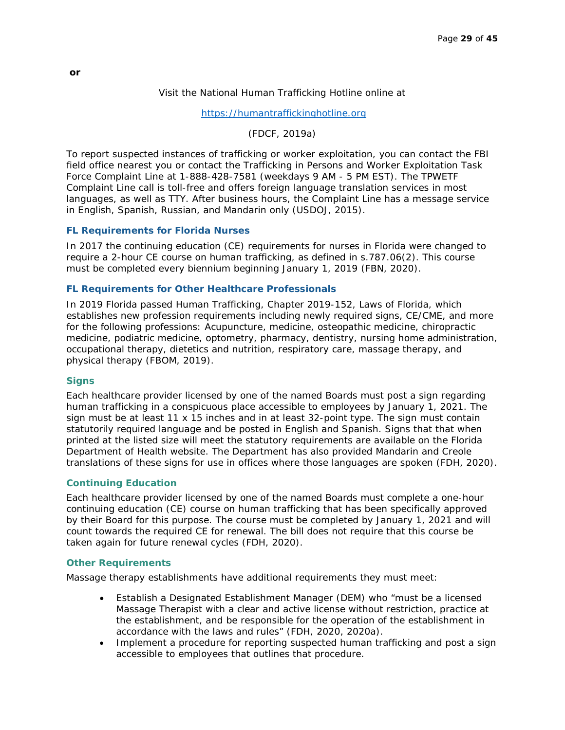**or**

Visit the National Human Trafficking Hotline online at

https://humantraffickinghotline.org

(FDCF, 2019a)

To report suspected instances of trafficking or worker exploitation, you can contact the FBI field office nearest you or contact the Trafficking in Persons and Worker Exploitation Task Force Complaint Line at 1-888-428-7581 (weekdays 9 AM - 5 PM EST). The TPWETF Complaint Line call is toll-free and offers foreign language translation services in most languages, as well as TTY. After business hours, the Complaint Line has a message service in English, Spanish, Russian, and Mandarin only (USDOJ, 2015).

### FL Requirements for Florida Nurses

In 2017 the continuing education (CE) requirements for nurses in Florida were changed to require a 2-hour CE course on human trafficking, as defined in s.787.06(2). This course must be completed every biennium beginning January 1, 2019 (FBN, 2020).

### FL Requirements for Other Healthcare Professionals

In 2019 Florida passed Human Trafficking, Chapter 2019-152, Laws of Florida, which establishes new profession requirements including newly required signs, CE/CME, and more for the following professions: Acupuncture, medicine, osteopathic medicine, chiropractic medicine, podiatric medicine, optometry, pharmacy, dentistry, nursing home administration, occupational therapy, dietetics and nutrition, respiratory care, massage therapy, and physical therapy (FBOM, 2019).

#### Signs

Each healthcare provider licensed by one of the named Boards must post a sign regarding human trafficking in a conspicuous place accessible to employees by January 1, 2021. The sign must be at least 11 x 15 inches and in at least 32-point type. The sign must contain statutorily required language and be posted in English and Spanish. Signs that that when printed at the listed size will meet the statutory requirements are available on the Florida Department of Health website. The Department has also provided Mandarin and Creole translations of these signs for use in offices where those languages are spoken (FDH, 2020).

#### Continuing Education

Each healthcare provider licensed by one of the named Boards must complete a one-hour continuing education (CE) course on human trafficking that has been specifically approved by their Board for this purpose. The course must be completed by January 1, 2021 and will count towards the required CE for renewal. The bill does not require that this course be taken again for future renewal cycles (FDH, 2020).

#### Other Requirements

Massage therapy establishments have additional requirements they must meet:

- Establish a Designated Establishment Manager (DEM) who "must be a licensed Massage Therapist with a clear and active license without restriction, practice at the establishment, and be responsible for the operation of the establishment in accordance with the laws and rules" (FDH, 2020, 2020a).
- Implement a procedure for reporting suspected human trafficking and post a sign accessible to employees that outlines that procedure.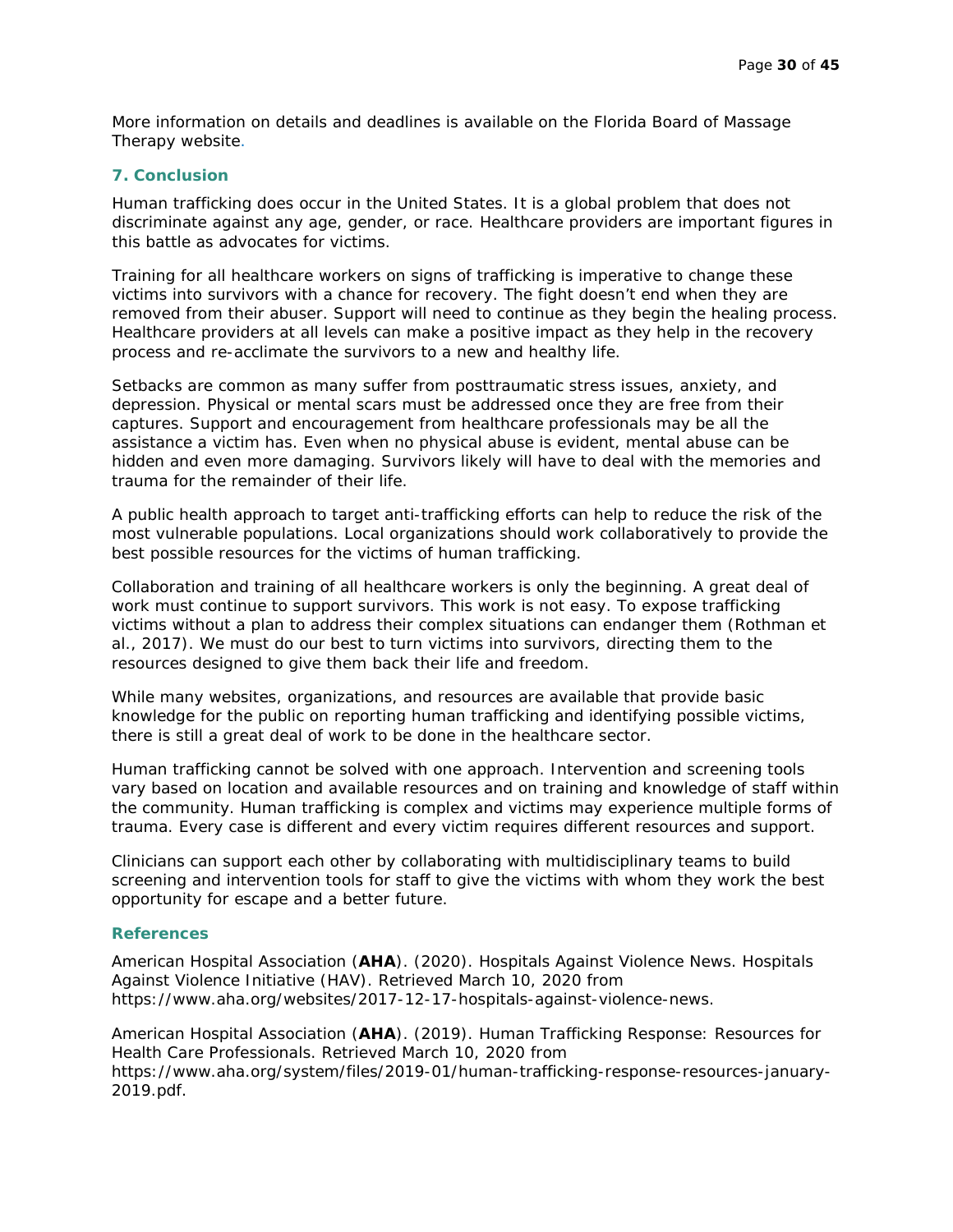More information on details and deadlines is available on the Florida Board of Massage Therapy website.

## 7. Conclusion

Human trafficking does occur in the United States. It is a global problem that does not discriminate against any age, gender, or race. Healthcare providers are important figures in this battle as advocates for victims.

Training for all healthcare workers on signs of trafficking is imperative to change these victims into survivors with a chance for recovery. The fight doesn't end when they are removed from their abuser. Support will need to continue as they begin the healing process. Healthcare providers at all levels can make a positive impact as they help in the recovery process and re-acclimate the survivors to a new and healthy life.

Setbacks are common as many suffer from posttraumatic stress issues, anxiety, and depression. Physical or mental scars must be addressed once they are free from their captures. Support and encouragement from healthcare professionals may be all the assistance a victim has. Even when no physical abuse is evident, mental abuse can be hidden and even more damaging. Survivors likely will have to deal with the memories and trauma for the remainder of their life.

A public health approach to target anti-trafficking efforts can help to reduce the risk of the most vulnerable populations. Local organizations should work collaboratively to provide the best possible resources for the victims of human trafficking.

Collaboration and training of all healthcare workers is only the beginning. A great deal of work must continue to support survivors. This work is not easy. To expose trafficking victims without a plan to address their complex situations can endanger them (Rothman et al., 2017). We must do our best to turn victims into survivors, directing them to the resources designed to give them back their life and freedom.

While many websites, organizations, and resources are available that provide basic knowledge for the public on reporting human trafficking and identifying possible victims, there is still a great deal of work to be done in the healthcare sector.

Human trafficking cannot be solved with one approach. Intervention and screening tools vary based on location and available resources and on training and knowledge of staff within the community. Human trafficking is complex and victims may experience multiple forms of trauma. Every case is different and every victim requires different resources and support.

Clinicians can support each other by collaborating with multidisciplinary teams to build screening and intervention tools for staff to give the victims with whom they work the best opportunity for escape and a better future.

## References

American Hospital Association (**AHA**). (2020). Hospitals Against Violence News. Hospitals Against Violence Initiative (HAV). Retrieved March 10, 2020 from https://www.aha.org/websites/2017-12-17-hospitals-against-violence-news.

American Hospital Association (**AHA**). (2019). Human Trafficking Response: Resources for Health Care Professionals. Retrieved March 10, 2020 from https://www.aha.org/system/files/2019-01/human-trafficking-response-resources-january-2019.pdf.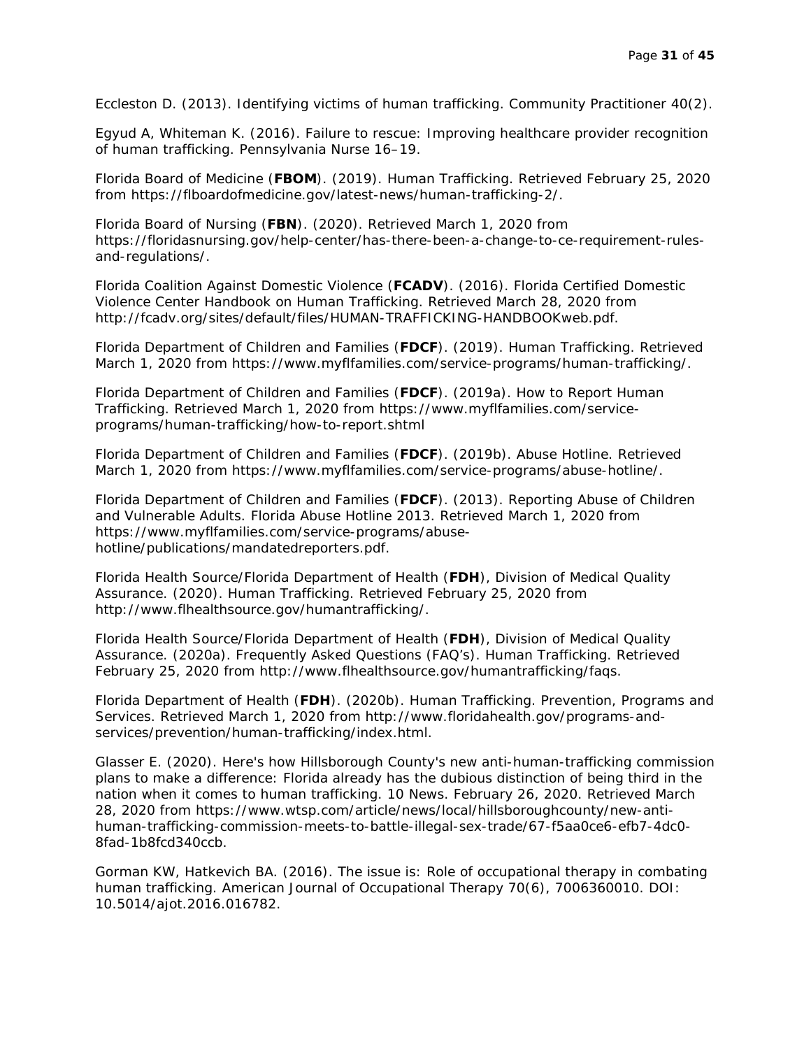Eccleston D. (2013). Identifying victims of human trafficking. Community Practitioner 40(2).

Egyud A, Whiteman K. (2016). Failure to rescue: Improving healthcare provider recognition of human trafficking. Pennsylvania Nurse 16–19.

Florida Board of Medicine (**FBOM**). (2019). Human Trafficking. Retrieved February 25, 2020 from https://flboardofmedicine.gov/latest-news/human-trafficking-2/.

Florida Board of Nursing (**FBN**). (2020). Retrieved March 1, 2020 from https://floridasnursing.gov/help-center/has-there-been-a-change-to-ce-requirement-rules-and-regulations/.

Florida Coalition Against Domestic Violence (**FCADV**). (2016). Florida Certified Domestic Violence Center Handbook on Human Trafficking. Retrieved March 28, 2020 from http://fcadv.org/sites/default/files/HUMAN-TRAFFICKING-HANDBOOKweb.pdf.

Florida Department of Children and Families (**FDCF**). (2019). Human Trafficking. Retrieved March 1, 2020 from https://www.myflfamilies.com/service-programs/human-trafficking/.

Florida Department of Children and Families (**FDCF**). (2019a). How to Report Human Trafficking. Retrieved March 1, 2020 from https://www.myflfamilies.com/service-programs/human-trafficking/how-to-report.shtml

Florida Department of Children and Families (**FDCF**). (2019b). Abuse Hotline. Retrieved March 1, 2020 from https://www.myflfamilies.com/service-programs/abuse-hotline/.

Florida Department of Children and Families (**FDCF**). (2013). Reporting Abuse of Children and Vulnerable Adults. Florida Abuse Hotline 2013. Retrieved March 1, 2020 from https://www.myflfamilies.com/service-programs/abuse-hotline/publications/mandatedreporters.pdf.

Florida Health Source/Florida Department of Health (**FDH**), Division of Medical Quality Assurance. (2020). Human Trafficking. Retrieved February 25, 2020 from http://www.flhealthsource.gov/humantrafficking/.

Florida Health Source/Florida Department of Health (**FDH**), Division of Medical Quality Assurance. (2020a). Frequently Asked Questions (FAQ's). Human Trafficking. Retrieved February 25, 2020 from http://www.flhealthsource.gov/humantrafficking/faqs.

Florida Department of Health (**FDH**). (2020b). Human Trafficking. Prevention, Programs and Services. Retrieved March 1, 2020 from http://www.floridahealth.gov/programs-and-services/prevention/human-trafficking/index.html.

Glasser E. (2020). Here's how Hillsborough County's new anti-human-trafficking commission plans to make a difference: Florida already has the dubious distinction of being third in the nation when it comes to human trafficking. 10 News. February 26, 2020. Retrieved March 28, 2020 from https://www.wtsp.com/article/news/local/hillsboroughcounty/new-anti-human-trafficking-commission-meets-to-battle-illegal-sex-trade/67-f5aa0ce6-efb7-4dc0-8fad-1b8fcd340ccb.

Gorman KW, Hatkevich BA. (2016). The issue is: Role of occupational therapy in combating human trafficking. American Journal of Occupational Therapy 70(6), 7006360010. DOI: 10.5014/ajot.2016.016782.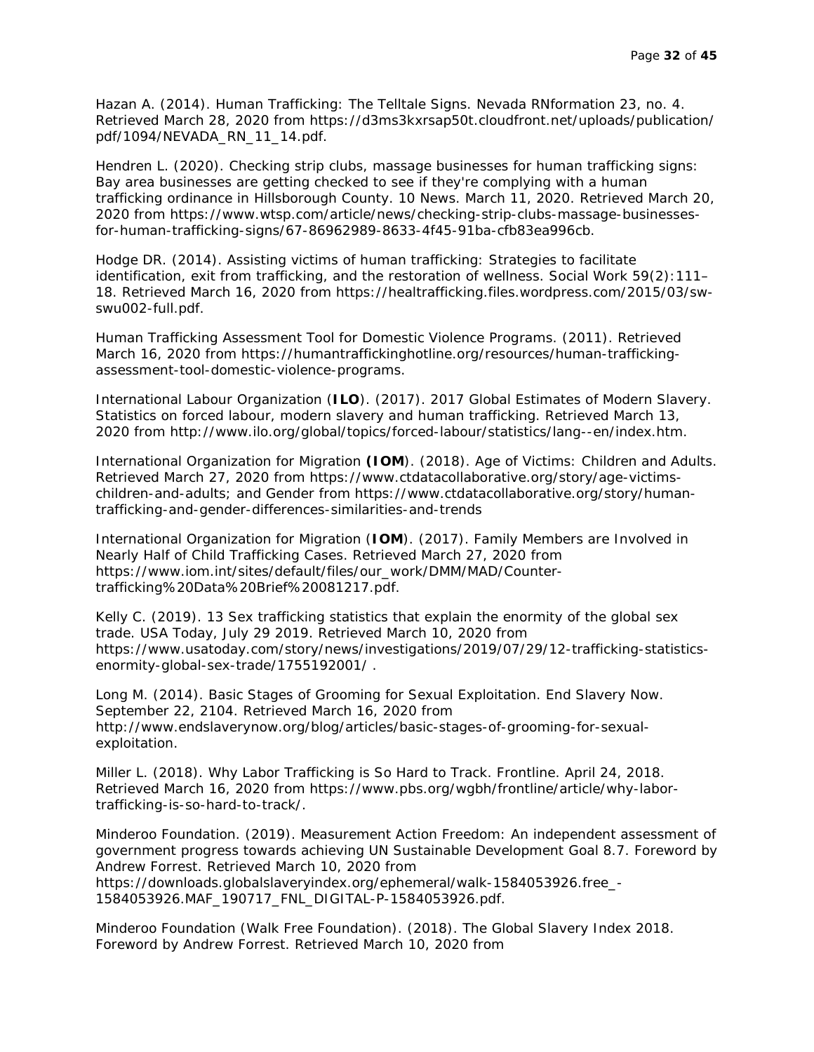Hazan A. (2014). Human Trafficking: The Telltale Signs. Nevada RNformation 23, no. 4. Retrieved March 28, 2020 from https://d3ms3kxrsap50t.cloudfront.net/uploads/publication/pdf/1094/NEVADA_RN_11_14.pdf.

Hendren L. (2020). Checking strip clubs, massage businesses for human trafficking signs: Bay area businesses are getting checked to see if they're complying with a human trafficking ordinance in Hillsborough County. 10 News. March 11, 2020. Retrieved March 20, 2020 from https://www.wtsp.com/article/news/checking-strip-clubs-massage-businesses-for-human-trafficking-signs/67-86962989-8633-4f45-91ba-cfb83ea996cb.

Hodge DR. (2014). Assisting victims of human trafficking: Strategies to facilitate identification, exit from trafficking, and the restoration of wellness. Social Work 59(2):111–18. Retrieved March 16, 2020 from https://healtrafficking.files.wordpress.com/2015/03/sw-swu002-full.pdf.

Human Trafficking Assessment Tool for Domestic Violence Programs. (2011). Retrieved March 16, 2020 from https://humantraffickinghotline.org/resources/human-trafficking-assessment-tool-domestic-violence-programs.

International Labour Organization (**ILO**). (2017). 2017 Global Estimates of Modern Slavery. Statistics on forced labour, modern slavery and human trafficking. Retrieved March 13, 2020 from http://www.ilo.org/global/topics/forced-labour/statistics/lang--en/index.htm.

International Organization for Migration **(IOM**). (2018). Age of Victims: Children and Adults. Retrieved March 27, 2020 from https://www.ctdatacollaborative.org/story/age-victims-children-and-adults; and Gender from https://www.ctdatacollaborative.org/story/human-trafficking-and-gender-differences-similarities-and-trends

International Organization for Migration (**IOM**). (2017). Family Members are Involved in Nearly Half of Child Trafficking Cases. Retrieved March 27, 2020 from https://www.iom.int/sites/default/files/our_work/DMM/MAD/Counter-trafficking%20Data%20Brief%20081217.pdf.

Kelly C. (2019). 13 Sex trafficking statistics that explain the enormity of the global sex trade. USA Today, July 29 2019. Retrieved March 10, 2020 from https://www.usatoday.com/story/news/investigations/2019/07/29/12-trafficking-statistics-enormity-global-sex-trade/1755192001/ .

Long M. (2014). Basic Stages of Grooming for Sexual Exploitation. End Slavery Now. September 22, 2104. Retrieved March 16, 2020 from http://www.endslaverynow.org/blog/articles/basic-stages-of-grooming-for-sexual-exploitation.

Miller L. (2018). Why Labor Trafficking is So Hard to Track. Frontline. April 24, 2018. Retrieved March 16, 2020 from https://www.pbs.org/wgbh/frontline/article/why-labor-trafficking-is-so-hard-to-track/.

Minderoo Foundation. (2019). Measurement Action Freedom: An independent assessment of government progress towards achieving UN Sustainable Development Goal 8.7. Foreword by Andrew Forrest. Retrieved March 10, 2020 from https://downloads.globalslaveryindex.org/ephemeral/walk-1584053926.free_-1584053926.MAF_190717_FNL_DIGITAL-P-1584053926.pdf.

Minderoo Foundation (Walk Free Foundation). (2018). The Global Slavery Index 2018. Foreword by Andrew Forrest. Retrieved March 10, 2020 from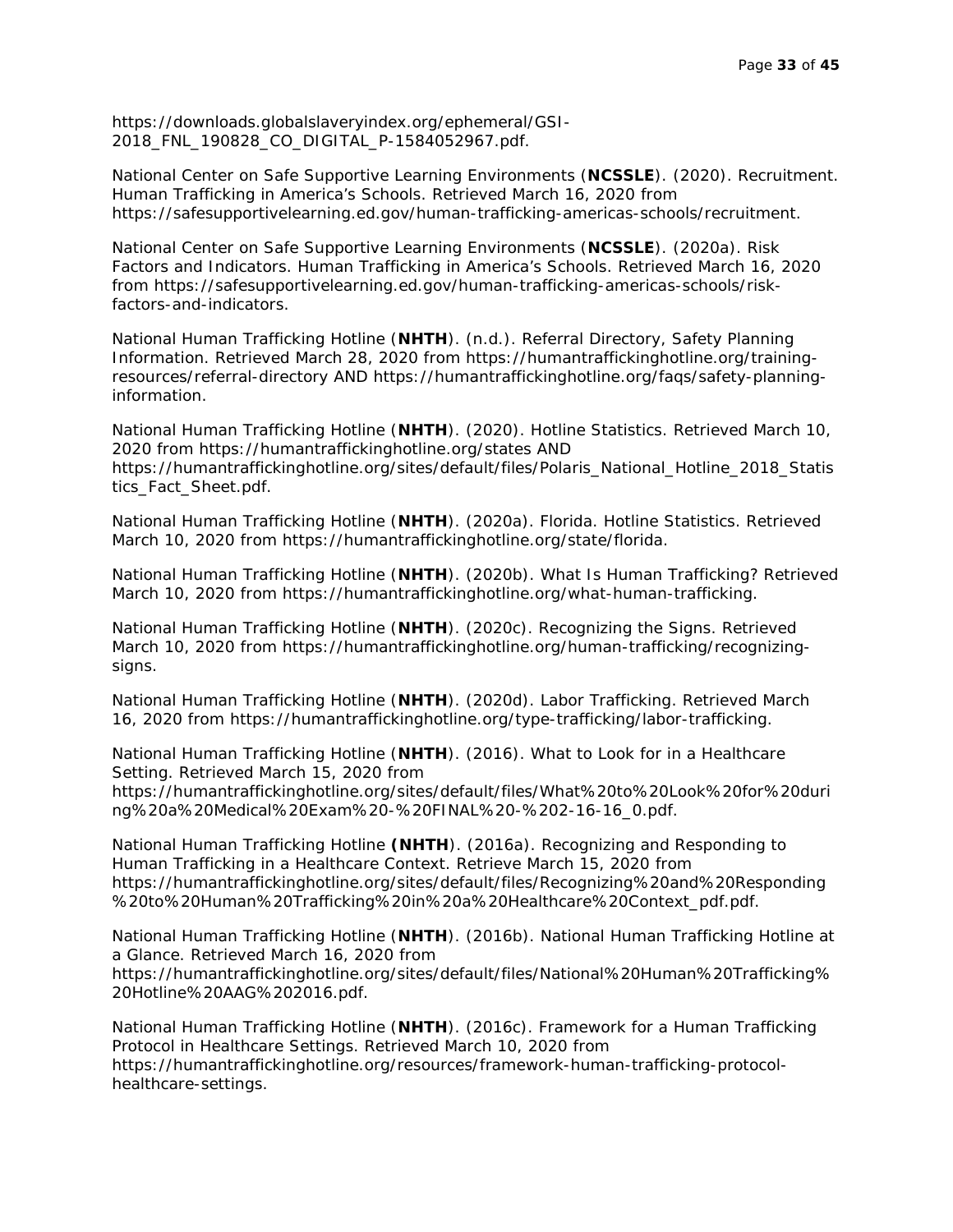https://downloads.globalslaveryindex.org/ephemeral/GSI-2018_FNL_190828_CO_DIGITAL_P-1584052967.pdf.

National Center on Safe Supportive Learning Environments (**NCSSLE**). (2020). Recruitment. Human Trafficking in America's Schools. Retrieved March 16, 2020 from https://safesupportivelearning.ed.gov/human-trafficking-americas-schools/recruitment.

National Center on Safe Supportive Learning Environments (**NCSSLE**). (2020a). Risk Factors and Indicators. Human Trafficking in America's Schools. Retrieved March 16, 2020 from https://safesupportivelearning.ed.gov/human-trafficking-americas-schools/risk-factors-and-indicators.

National Human Trafficking Hotline (**NHTH**). (n.d.). Referral Directory, Safety Planning Information. Retrieved March 28, 2020 from https://humantraffickinghotline.org/training-resources/referral-directory AND https://humantraffickinghotline.org/faqs/safety-planning-information.

National Human Trafficking Hotline (**NHTH**). (2020). Hotline Statistics. Retrieved March 10, 2020 from https://humantraffickinghotline.org/states AND https://humantraffickinghotline.org/sites/default/files/Polaris_National_Hotline_2018_Statistics_Fact_Sheet.pdf.

National Human Trafficking Hotline (**NHTH**). (2020a). Florida. Hotline Statistics. Retrieved March 10, 2020 from https://humantraffickinghotline.org/state/florida.

National Human Trafficking Hotline (**NHTH**). (2020b). What Is Human Trafficking? Retrieved March 10, 2020 from https://humantraffickinghotline.org/what-human-trafficking.

National Human Trafficking Hotline (**NHTH**). (2020c). Recognizing the Signs. Retrieved March 10, 2020 from https://humantraffickinghotline.org/human-trafficking/recognizing-signs.

National Human Trafficking Hotline (**NHTH**). (2020d). Labor Trafficking. Retrieved March 16, 2020 from https://humantraffickinghotline.org/type-trafficking/labor-trafficking.

National Human Trafficking Hotline (**NHTH**). (2016). What to Look for in a Healthcare Setting. Retrieved March 15, 2020 from https://humantraffickinghotline.org/sites/default/files/What%20to%20Look%20for%20during%20a%20Medical%20Exam%20-%20FINAL%20-%202-16-16_0.pdf.

National Human Trafficking Hotline **(NHTH**). (2016a). Recognizing and Responding to Human Trafficking in a Healthcare Context. Retrieve March 15, 2020 from https://humantraffickinghotline.org/sites/default/files/Recognizing%20and%20Responding%20to%20Human%20Trafficking%20in%20a%20Healthcare%20Context_pdf.pdf.

National Human Trafficking Hotline (**NHTH**). (2016b). National Human Trafficking Hotline at a Glance. Retrieved March 16, 2020 from https://humantraffickinghotline.org/sites/default/files/National%20Human%20Trafficking%20Hotline%20AAG%202016.pdf.

National Human Trafficking Hotline (**NHTH**). (2016c). Framework for a Human Trafficking Protocol in Healthcare Settings. Retrieved March 10, 2020 from https://humantraffickinghotline.org/resources/framework-human-trafficking-protocol-healthcare-settings.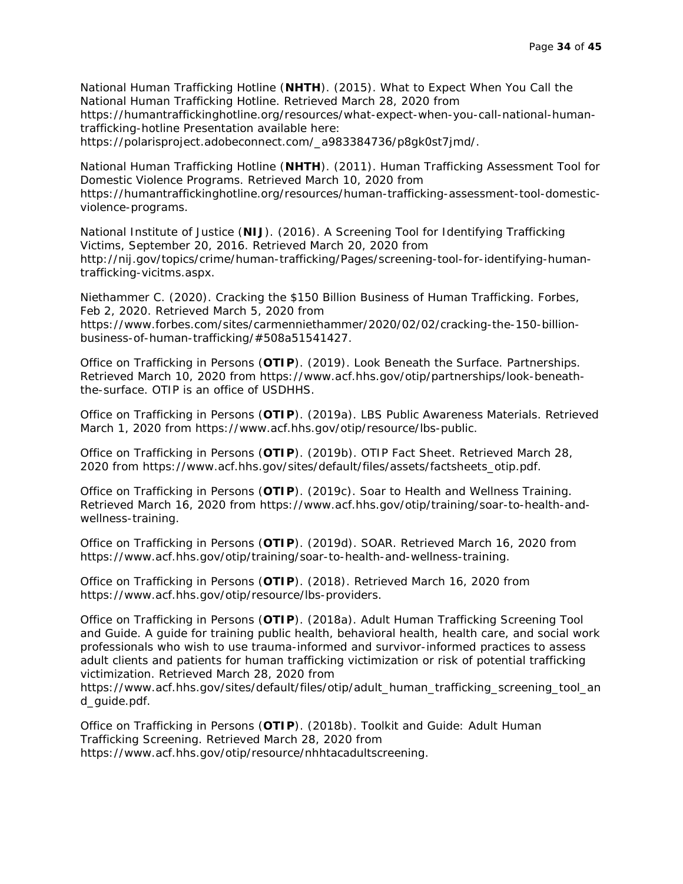National Human Trafficking Hotline (**NHTH**). (2015). What to Expect When You Call the National Human Trafficking Hotline. Retrieved March 28, 2020 from https://humantraffickinghotline.org/resources/what-expect-when-you-call-national-human-trafficking-hotline Presentation available here: https://polarisproject.adobeconnect.com/_a983384736/p8gk0st7jmd/.

National Human Trafficking Hotline (**NHTH**). (2011). Human Trafficking Assessment Tool for Domestic Violence Programs. Retrieved March 10, 2020 from https://humantraffickinghotline.org/resources/human-trafficking-assessment-tool-domestic-violence-programs.

National Institute of Justice (**NIJ**). (2016). A Screening Tool for Identifying Trafficking Victims, September 20, 2016. Retrieved March 20, 2020 from http://nij.gov/topics/crime/human-trafficking/Pages/screening-tool-for-identifying-human-trafficking-vicitms.aspx.

Niethammer C. (2020). Cracking the $150 Billion Business of Human Trafficking. Forbes, Feb 2, 2020. Retrieved March 5, 2020 from https://www.forbes.com/sites/carmenniethammer/2020/02/02/cracking-the-150-billion-business-of-human-trafficking/#508a51541427.

Office on Trafficking in Persons (**OTIP**). (2019). Look Beneath the Surface. Partnerships. Retrieved March 10, 2020 from https://www.acf.hhs.gov/otip/partnerships/look-beneath-the-surface. OTIP is an office of USDHHS.

Office on Trafficking in Persons (**OTIP**). (2019a). LBS Public Awareness Materials. Retrieved March 1, 2020 from https://www.acf.hhs.gov/otip/resource/lbs-public.

Office on Trafficking in Persons (**OTIP**). (2019b). OTIP Fact Sheet. Retrieved March 28, 2020 from https://www.acf.hhs.gov/sites/default/files/assets/factsheets_otip.pdf.

Office on Trafficking in Persons (**OTIP**). (2019c). Soar to Health and Wellness Training. Retrieved March 16, 2020 from https://www.acf.hhs.gov/otip/training/soar-to-health-and-wellness-training.

Office on Trafficking in Persons (**OTIP**). (2019d). SOAR. Retrieved March 16, 2020 from https://www.acf.hhs.gov/otip/training/soar-to-health-and-wellness-training.

Office on Trafficking in Persons (**OTIP**). (2018). Retrieved March 16, 2020 from https://www.acf.hhs.gov/otip/resource/lbs-providers.

Office on Trafficking in Persons (**OTIP**). (2018a). Adult Human Trafficking Screening Tool and Guide. A guide for training public health, behavioral health, health care, and social work professionals who wish to use trauma-informed and survivor-informed practices to assess adult clients and patients for human trafficking victimization or risk of potential trafficking victimization. Retrieved March 28, 2020 from https://www.acf.hhs.gov/sites/default/files/otip/adult_human_trafficking_screening_tool_and_guide.pdf.

Office on Trafficking in Persons (**OTIP**). (2018b). Toolkit and Guide: Adult Human Trafficking Screening. Retrieved March 28, 2020 from https://www.acf.hhs.gov/otip/resource/nhhtacadultscreening.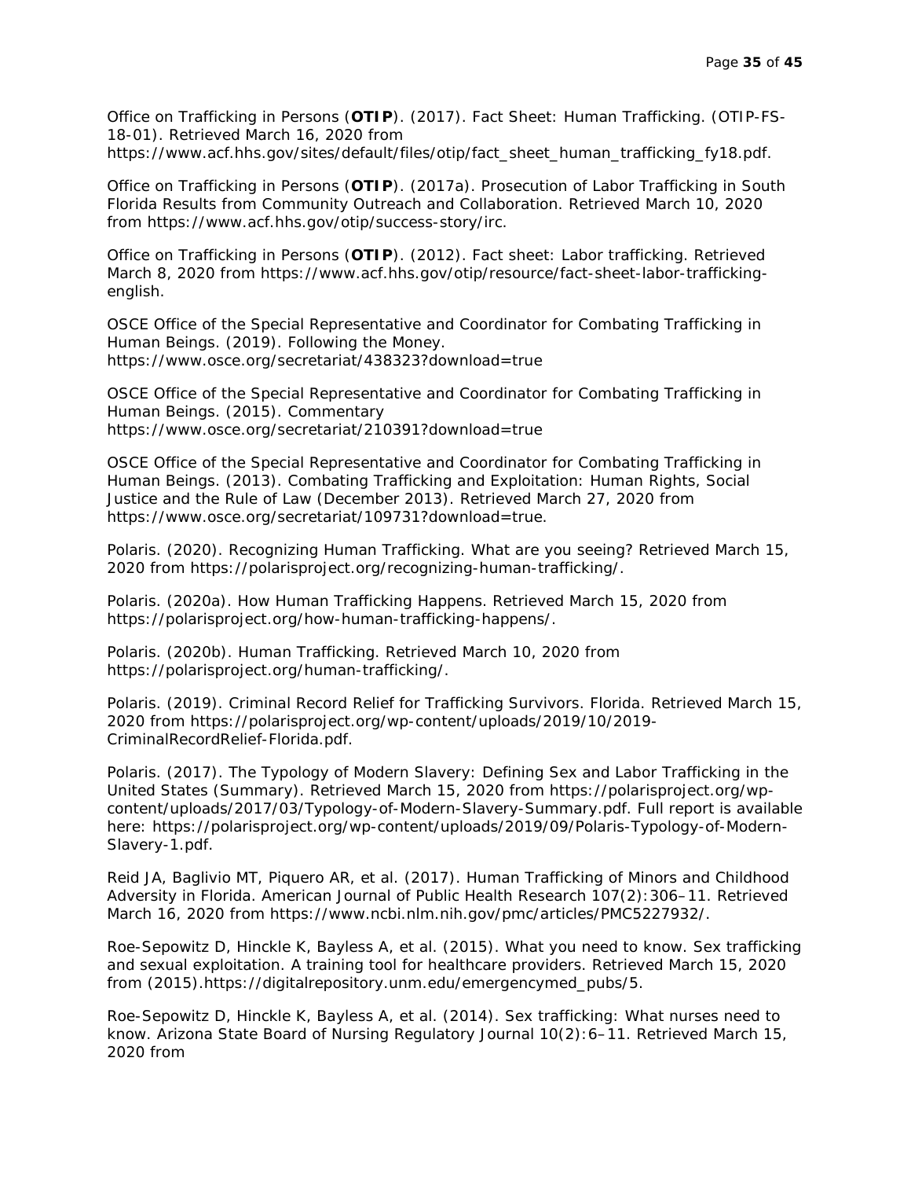Office on Trafficking in Persons (**OTIP**). (2017). Fact Sheet: Human Trafficking. (OTIP-FS-18-01). Retrieved March 16, 2020 from https://www.acf.hhs.gov/sites/default/files/otip/fact_sheet_human_trafficking_fy18.pdf.

Office on Trafficking in Persons (**OTIP**). (2017a). Prosecution of Labor Trafficking in South Florida Results from Community Outreach and Collaboration. Retrieved March 10, 2020 from https://www.acf.hhs.gov/otip/success-story/irc.

Office on Trafficking in Persons (**OTIP**). (2012). Fact sheet: Labor trafficking. Retrieved March 8, 2020 from https://www.acf.hhs.gov/otip/resource/fact-sheet-labor-trafficking-english.

OSCE Office of the Special Representative and Coordinator for Combating Trafficking in Human Beings. (2019). Following the Money. https://www.osce.org/secretariat/438323?download=true

OSCE Office of the Special Representative and Coordinator for Combating Trafficking in Human Beings. (2015). Commentary https://www.osce.org/secretariat/210391?download=true

OSCE Office of the Special Representative and Coordinator for Combating Trafficking in Human Beings. (2013). Combating Trafficking and Exploitation: Human Rights, Social Justice and the Rule of Law (December 2013). Retrieved March 27, 2020 from https://www.osce.org/secretariat/109731?download=true.

Polaris. (2020). Recognizing Human Trafficking. What are you seeing? Retrieved March 15, 2020 from https://polarisproject.org/recognizing-human-trafficking/.

Polaris. (2020a). How Human Trafficking Happens. Retrieved March 15, 2020 from https://polarisproject.org/how-human-trafficking-happens/.

Polaris. (2020b). Human Trafficking. Retrieved March 10, 2020 from https://polarisproject.org/human-trafficking/.

Polaris. (2019). Criminal Record Relief for Trafficking Survivors. Florida. Retrieved March 15, 2020 from https://polarisproject.org/wp-content/uploads/2019/10/2019-CriminalRecordRelief-Florida.pdf.

Polaris. (2017). The Typology of Modern Slavery: Defining Sex and Labor Trafficking in the United States (Summary). Retrieved March 15, 2020 from https://polarisproject.org/wp-content/uploads/2017/03/Typology-of-Modern-Slavery-Summary.pdf. Full report is available here: https://polarisproject.org/wp-content/uploads/2019/09/Polaris-Typology-of-Modern-Slavery-1.pdf.

Reid JA, Baglivio MT, Piquero AR, et al. (2017). Human Trafficking of Minors and Childhood Adversity in Florida. American Journal of Public Health Research 107(2):306–11. Retrieved March 16, 2020 from https://www.ncbi.nlm.nih.gov/pmc/articles/PMC5227932/.

Roe-Sepowitz D, Hinckle K, Bayless A, et al. (2015). What you need to know. Sex trafficking and sexual exploitation. A training tool for healthcare providers. Retrieved March 15, 2020 from (2015).https://digitalrepository.unm.edu/emergencymed_pubs/5.

Roe-Sepowitz D, Hinckle K, Bayless A, et al. (2014). Sex trafficking: What nurses need to know. Arizona State Board of Nursing Regulatory Journal 10(2):6–11. Retrieved March 15, 2020 from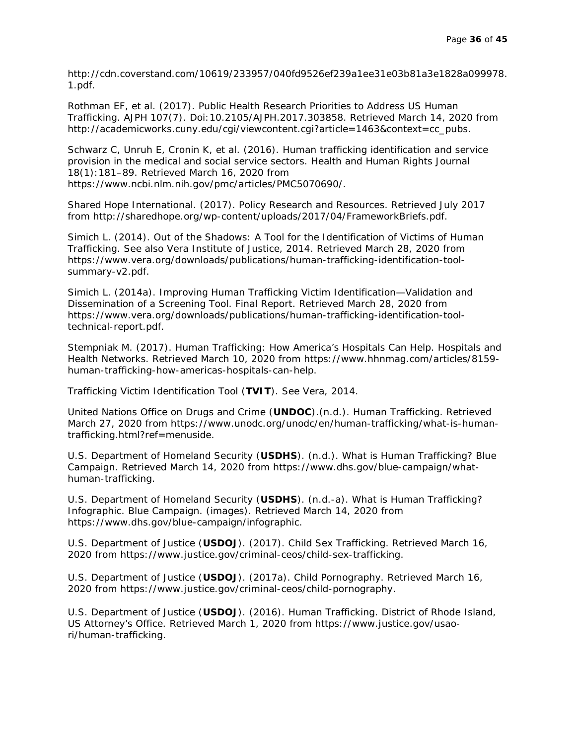http://cdn.coverstand.com/10619/233957/040fd9526ef239a1ee31e03b81a3e1828a099978.1.pdf.

Rothman EF, et al. (2017). Public Health Research Priorities to Address US Human Trafficking. AJPH 107(7). Doi:10.2105/AJPH.2017.303858. Retrieved March 14, 2020 from http://academicworks.cuny.edu/cgi/viewcontent.cgi?article=1463&context=cc_pubs.

Schwarz C, Unruh E, Cronin K, et al. (2016). Human trafficking identification and service provision in the medical and social service sectors. Health and Human Rights Journal 18(1):181–89. Retrieved March 16, 2020 from https://www.ncbi.nlm.nih.gov/pmc/articles/PMC5070690/.

Shared Hope International. (2017). Policy Research and Resources. Retrieved July 2017 from http://sharedhope.org/wp-content/uploads/2017/04/FrameworkBriefs.pdf.

Simich L. (2014). Out of the Shadows: A Tool for the Identification of Victims of Human Trafficking. See also Vera Institute of Justice, 2014. Retrieved March 28, 2020 from https://www.vera.org/downloads/publications/human-trafficking-identification-tool-summary-v2.pdf.

Simich L. (2014a). Improving Human Trafficking Victim Identification—Validation and Dissemination of a Screening Tool. Final Report. Retrieved March 28, 2020 from https://www.vera.org/downloads/publications/human-trafficking-identification-tool-technical-report.pdf.

Stempniak M. (2017). Human Trafficking: How America's Hospitals Can Help. Hospitals and Health Networks. Retrieved March 10, 2020 from https://www.hhnmag.com/articles/8159-human-trafficking-how-americas-hospitals-can-help.

Trafficking Victim Identification Tool (**TVIT**). See Vera, 2014.

United Nations Office on Drugs and Crime (**UNDOC**).(n.d.). Human Trafficking. Retrieved March 27, 2020 from https://www.unodc.org/unodc/en/human-trafficking/what-is-human-trafficking.html?ref=menuside.

U.S. Department of Homeland Security (**USDHS**). (n.d.). What is Human Trafficking? Blue Campaign. Retrieved March 14, 2020 from https://www.dhs.gov/blue-campaign/what-human-trafficking.

U.S. Department of Homeland Security (**USDHS**). (n.d.-a). What is Human Trafficking? Infographic. Blue Campaign. (images). Retrieved March 14, 2020 from https://www.dhs.gov/blue-campaign/infographic.

U.S. Department of Justice (**USDOJ**). (2017). Child Sex Trafficking. Retrieved March 16, 2020 from https://www.justice.gov/criminal-ceos/child-sex-trafficking.

U.S. Department of Justice (**USDOJ**). (2017a). Child Pornography. Retrieved March 16, 2020 from https://www.justice.gov/criminal-ceos/child-pornography.

U.S. Department of Justice (**USDOJ**). (2016). Human Trafficking. District of Rhode Island, US Attorney's Office. Retrieved March 1, 2020 from https://www.justice.gov/usao-ri/human-trafficking.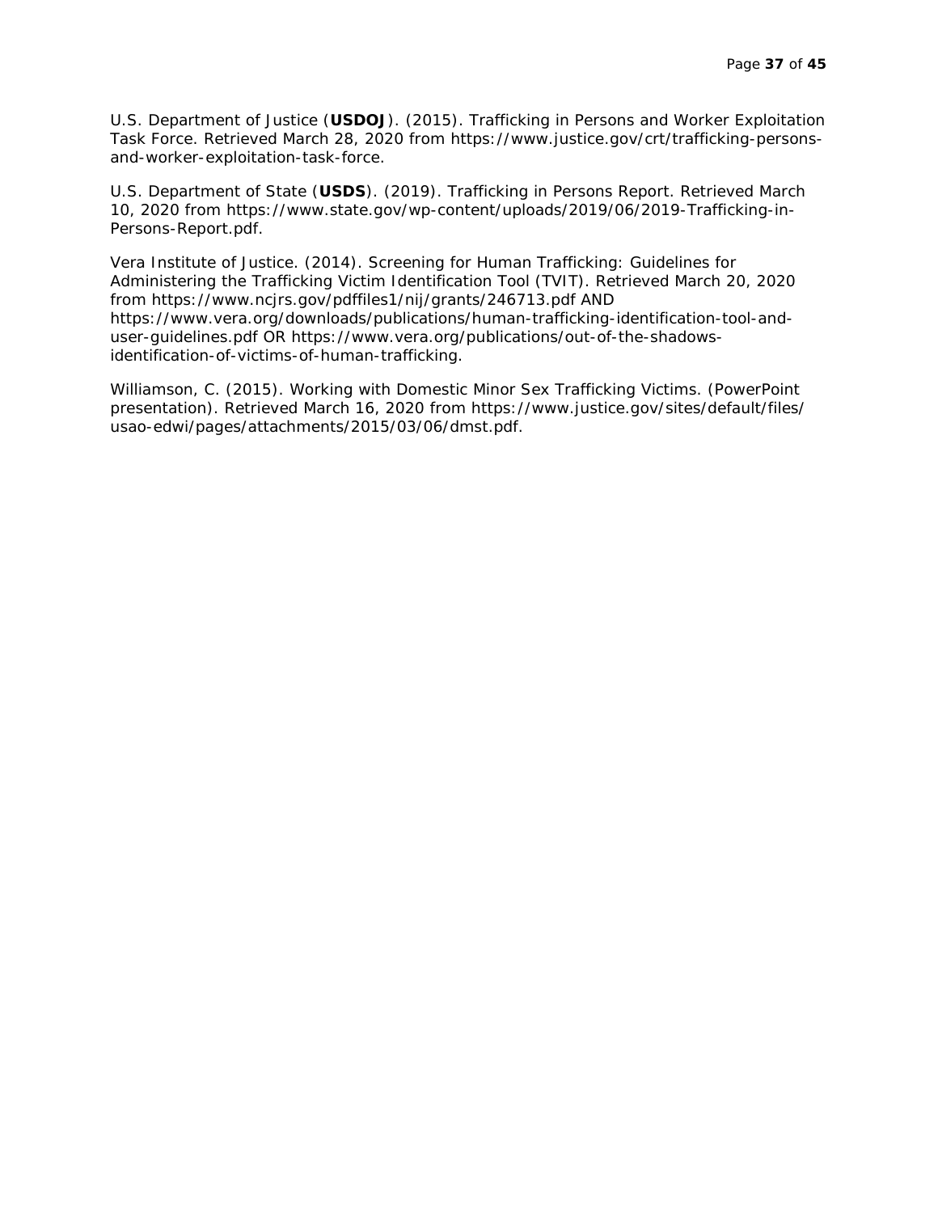U.S. Department of Justice (**USDOJ**). (2015). Trafficking in Persons and Worker Exploitation Task Force. Retrieved March 28, 2020 from https://www.justice.gov/crt/trafficking-persons-and-worker-exploitation-task-force.

U.S. Department of State (**USDS**). (2019). Trafficking in Persons Report. Retrieved March 10, 2020 from https://www.state.gov/wp-content/uploads/2019/06/2019-Trafficking-in-Persons-Report.pdf.

Vera Institute of Justice. (2014). Screening for Human Trafficking: Guidelines for Administering the Trafficking Victim Identification Tool (TVIT). Retrieved March 20, 2020 from https://www.ncjrs.gov/pdffiles1/nij/grants/246713.pdf AND https://www.vera.org/downloads/publications/human-trafficking-identification-tool-and-user-guidelines.pdf OR https://www.vera.org/publications/out-of-the-shadows-identification-of-victims-of-human-trafficking.

Williamson, C. (2015). Working with Domestic Minor Sex Trafficking Victims. (PowerPoint presentation). Retrieved March 16, 2020 from https://www.justice.gov/sites/default/files/usao-edwi/pages/attachments/2015/03/06/dmst.pdf.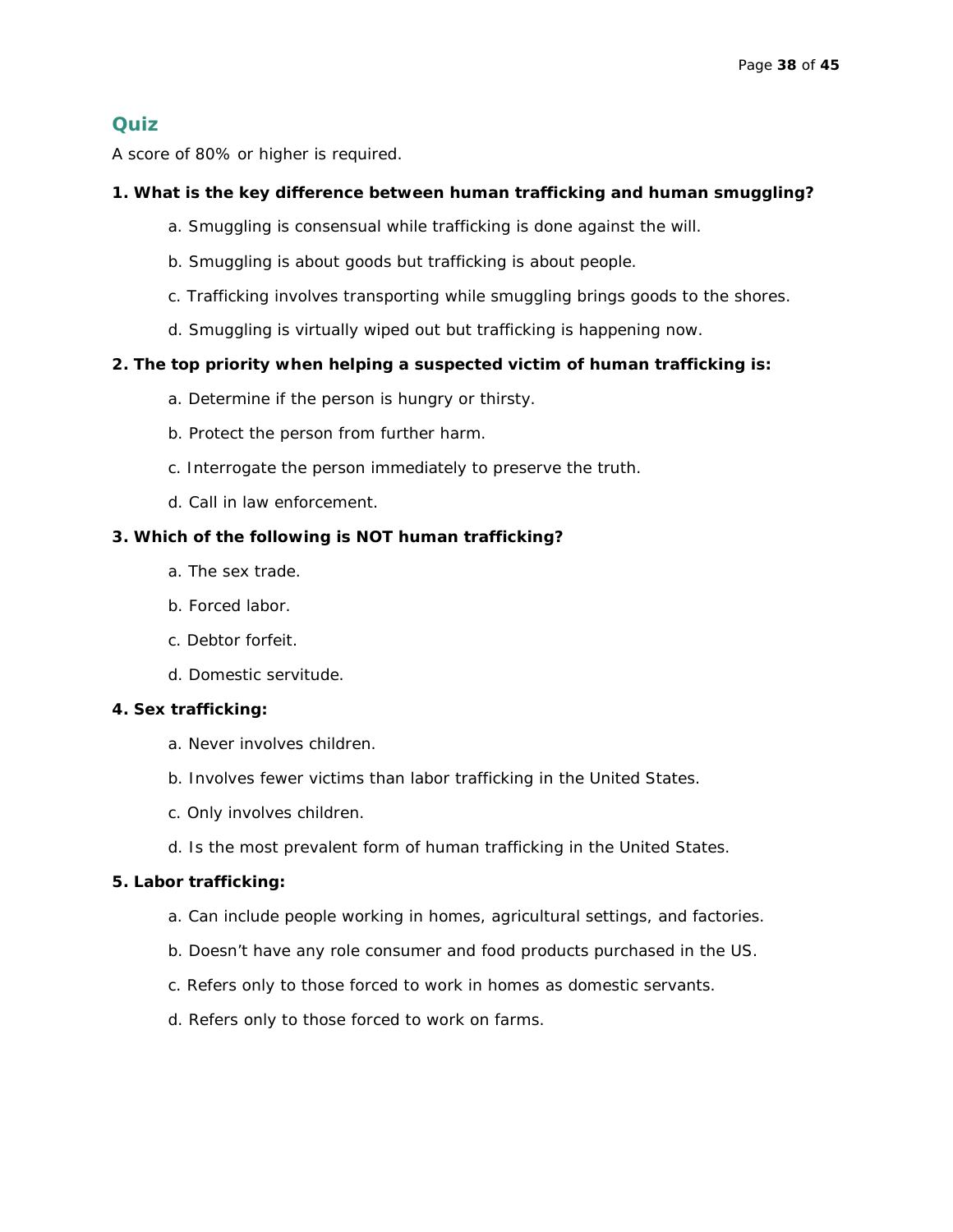## Quiz

A score of 80% or higher is required.

**1. What is the key difference between human trafficking and human smuggling?**

a. Smuggling is consensual while trafficking is done against the will.

b. Smuggling is about goods but trafficking is about people.

c. Trafficking involves transporting while smuggling brings goods to the shores.

d. Smuggling is virtually wiped out but trafficking is happening now.

**2. The top priority when helping a suspected victim of human trafficking is:**

a. Determine if the person is hungry or thirsty.

b. Protect the person from further harm.

c. Interrogate the person immediately to preserve the truth.

d. Call in law enforcement.

**3. Which of the following is NOT human trafficking?**

a. The sex trade.

b. Forced labor.

c. Debtor forfeit.

d. Domestic servitude.

**4. Sex trafficking:**

a. Never involves children.

b. Involves fewer victims than labor trafficking in the United States.

c. Only involves children.

d. Is the most prevalent form of human trafficking in the United States.

**5. Labor trafficking:**

a. Can include people working in homes, agricultural settings, and factories.

b. Doesn't have any role consumer and food products purchased in the US.

c. Refers only to those forced to work in homes as domestic servants.

d. Refers only to those forced to work on farms.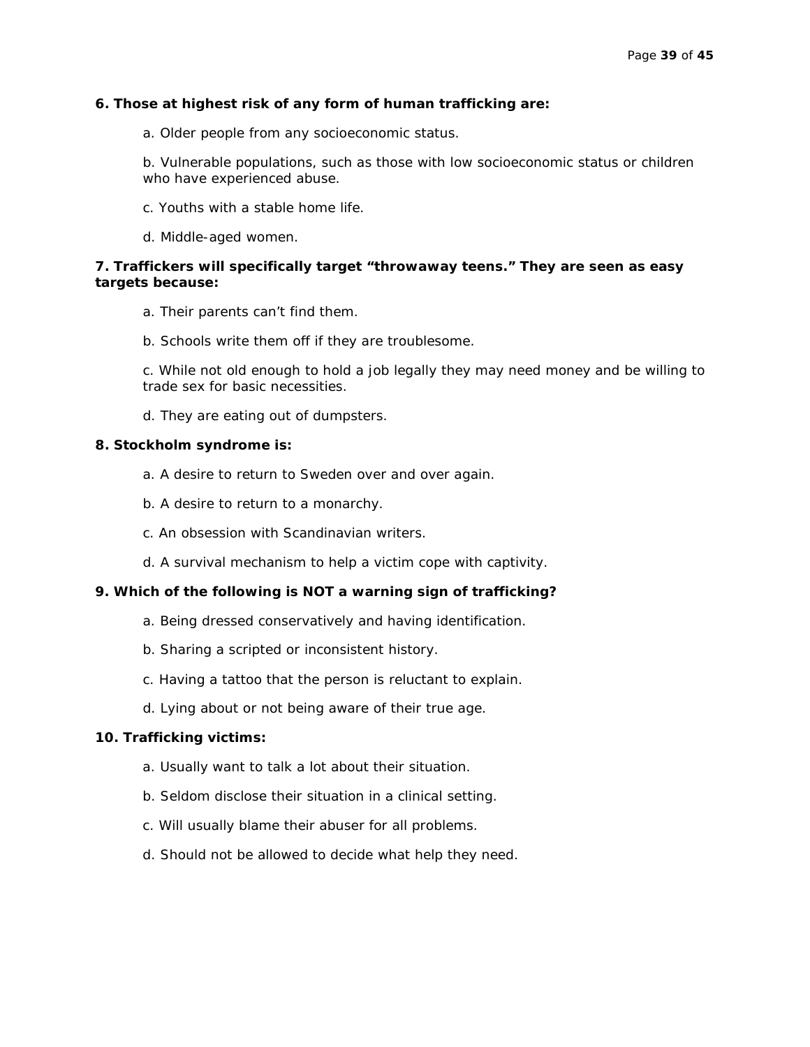**6. Those at highest risk of any form of human trafficking are:**

a. Older people from any socioeconomic status.

b. Vulnerable populations, such as those with low socioeconomic status or children who have experienced abuse.

c. Youths with a stable home life.

d. Middle-aged women.

**7. Traffickers will specifically target "throwaway teens." They are seen as easy targets because:**

a. Their parents can't find them.

b. Schools write them off if they are troublesome.

c. While not old enough to hold a job legally they may need money and be willing to trade sex for basic necessities.

d. They are eating out of dumpsters.

**8. Stockholm syndrome is:**

a. A desire to return to Sweden over and over again.

b. A desire to return to a monarchy.

c. An obsession with Scandinavian writers.

d. A survival mechanism to help a victim cope with captivity.

**9. Which of the following is NOT a warning sign of trafficking?**

a. Being dressed conservatively and having identification.

b. Sharing a scripted or inconsistent history.

c. Having a tattoo that the person is reluctant to explain.

d. Lying about or not being aware of their true age.

**10. Trafficking victims:**

a. Usually want to talk a lot about their situation.

b. Seldom disclose their situation in a clinical setting.

c. Will usually blame their abuser for all problems.

d. Should not be allowed to decide what help they need.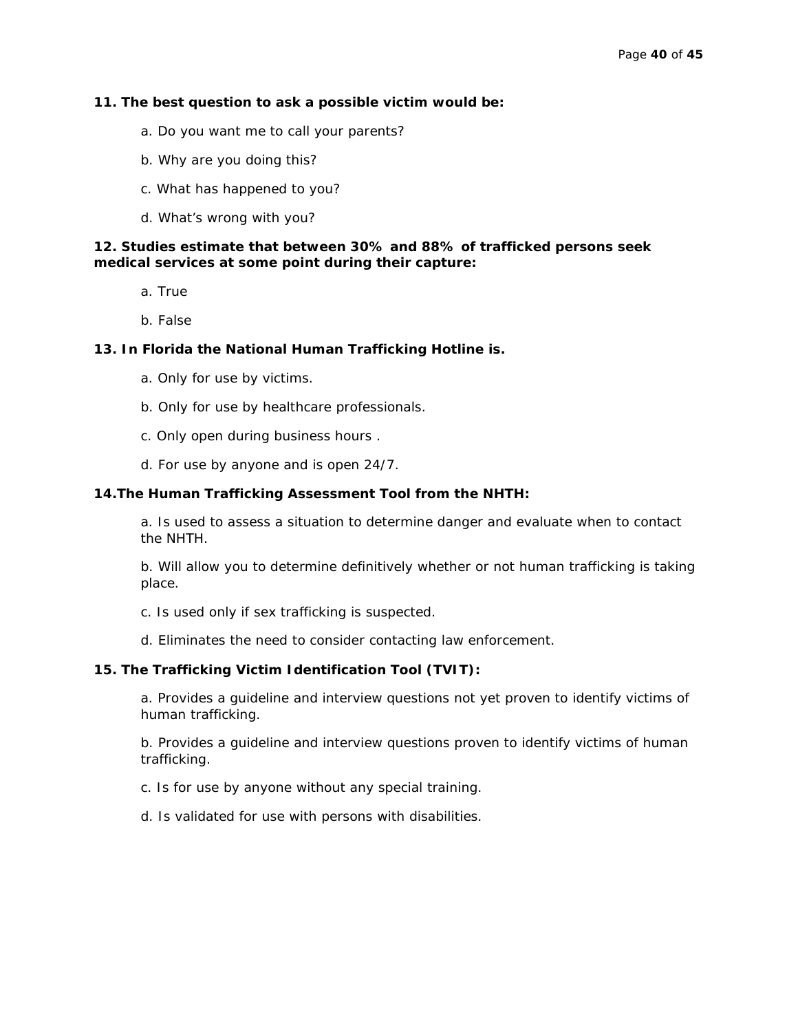**11. The best question to ask a possible victim would be:**

a. Do you want me to call your parents?

b. Why are you doing this?

c. What has happened to you?

d. What's wrong with you?

**12. Studies estimate that between 30% and 88% of trafficked persons seek medical services at some point during their capture:**

a. True

b. False

**13. In Florida the National Human Trafficking Hotline is.**

a. Only for use by victims.

b. Only for use by healthcare professionals.

c. Only open during business hours .

d. For use by anyone and is open 24/7.

**14.The Human Trafficking Assessment Tool from the NHTH:**

a. Is used to assess a situation to determine danger and evaluate when to contact the NHTH.

b. Will allow you to determine definitively whether or not human trafficking is taking place.

c. Is used only if sex trafficking is suspected.

d. Eliminates the need to consider contacting law enforcement.

**15. The Trafficking Victim Identification Tool (TVIT):**

a. Provides a guideline and interview questions not yet proven to identify victims of human trafficking.

b. Provides a guideline and interview questions proven to identify victims of human trafficking.

c. Is for use by anyone without any special training.

d. Is validated for use with persons with disabilities.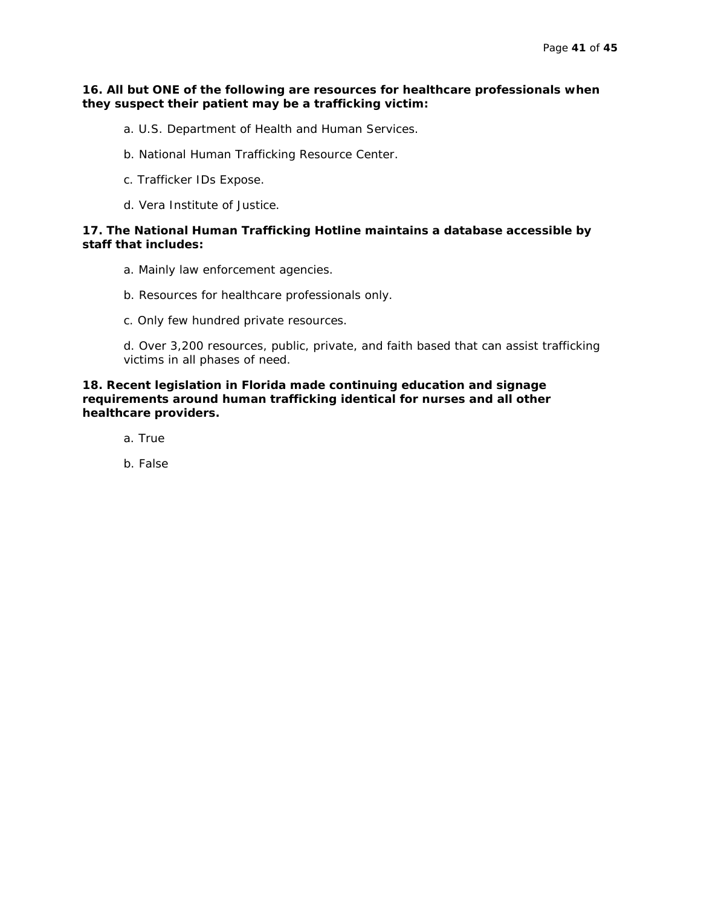**16. All but ONE of the following are resources for healthcare professionals when they suspect their patient may be a trafficking victim:**

a. U.S. Department of Health and Human Services.

b. National Human Trafficking Resource Center.

c. Trafficker IDs Expose.

d. Vera Institute of Justice.

**17. The National Human Trafficking Hotline maintains a database accessible by staff that includes:**

a. Mainly law enforcement agencies.

b. Resources for healthcare professionals only.

c. Only few hundred private resources.

d. Over 3,200 resources, public, private, and faith based that can assist trafficking victims in all phases of need.

**18. Recent legislation in Florida made continuing education and signage requirements around human trafficking identical for nurses and all other healthcare providers.**

a. True

b. False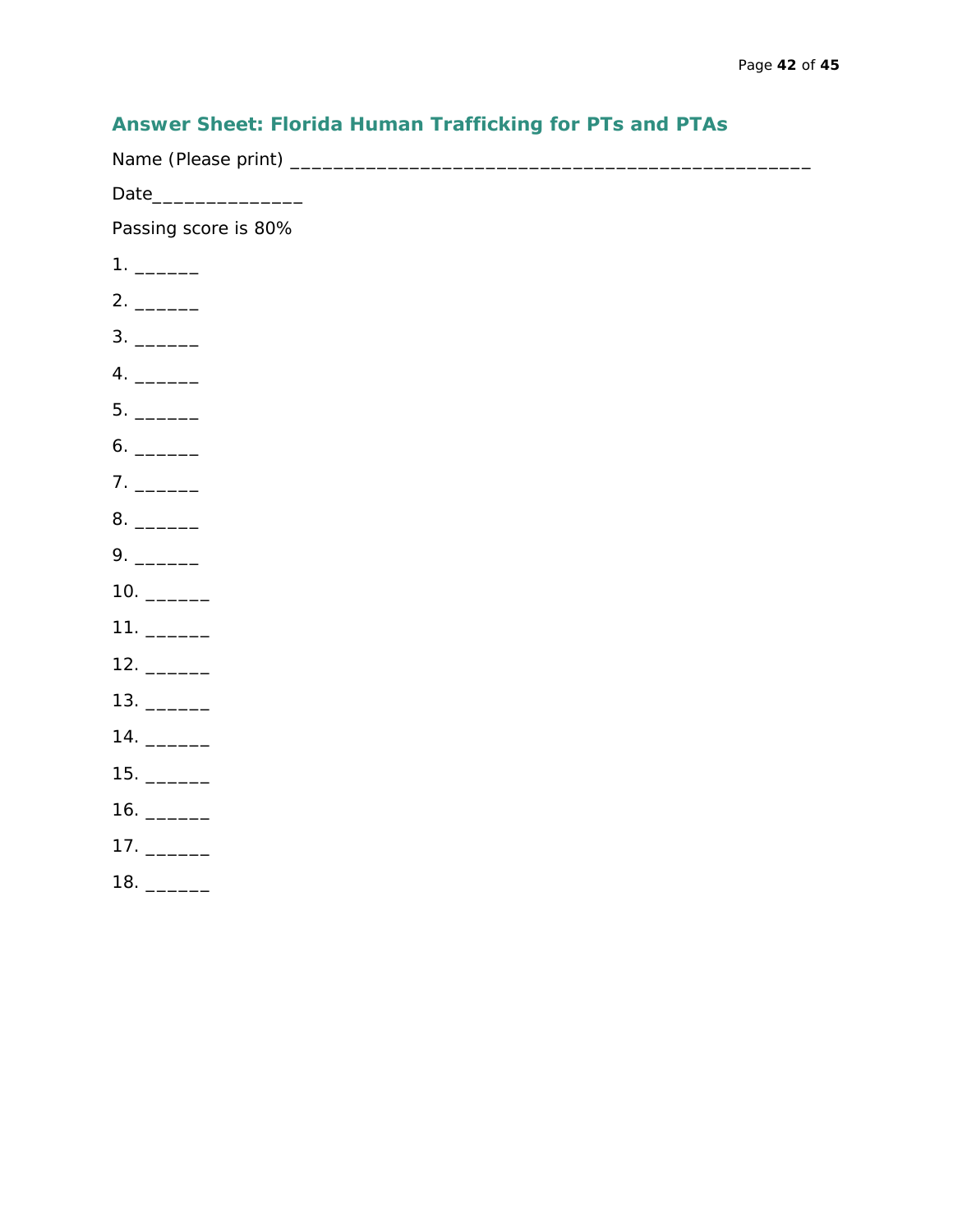## Answer Sheet: Florida Human Trafficking for PTs and PTAs

Name (Please print) ________________________________________________

Date______________

Passing score is 80%

1. ______
2. ______
3. ______
4. ______
5. ______
6. ______
7. ______
8. ______
9. ______
10. ______
11. ______
12. ______
13. ______
14. ______
15. ______
16. ______
17. ______
18. ______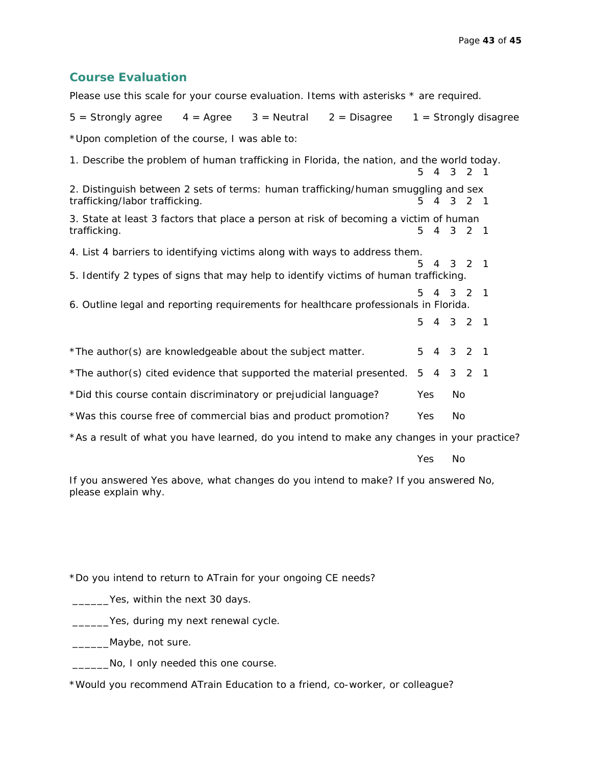## Course Evaluation

Please use this scale for your course evaluation. Items with asterisks * are required.

5 = Strongly agree  4 = Agree  3 = Neutral  2 = Disagree  1 = Strongly disagree

*Upon completion of the course, I was able to:

1. Describe the problem of human trafficking in Florida, the nation, and the world today. 5 4 3 2 1
2. Distinguish between 2 sets of terms: human trafficking/human smuggling and sex trafficking/labor trafficking. 5 4 3 2 1
3. State at least 3 factors that place a person at risk of becoming a victim of human trafficking. 5 4 3 2 1
4. List 4 barriers to identifying victims along with ways to address them. 5 4 3 2 1
5. Identify 2 types of signs that may help to identify victims of human trafficking. 5 4 3 2 1
6. Outline legal and reporting requirements for healthcare professionals in Florida. 5 4 3 2 1

*The author(s) are knowledgeable about the subject matter. 5 4 3 2 1

*The author(s) cited evidence that supported the material presented. 5 4 3 2 1

*Did this course contain discriminatory or prejudicial language? Yes No

*Was this course free of commercial bias and product promotion? Yes No

*As a result of what you have learned, do you intend to make any changes in your practice?

Yes No

If you answered Yes above, what changes do you intend to make? If you answered No, please explain why.

*Do you intend to return to ATrain for your ongoing CE needs?

______Yes, within the next 30 days.

______Yes, during my next renewal cycle.

______Maybe, not sure.

______No, I only needed this one course.

*Would you recommend ATrain Education to a friend, co-worker, or colleague?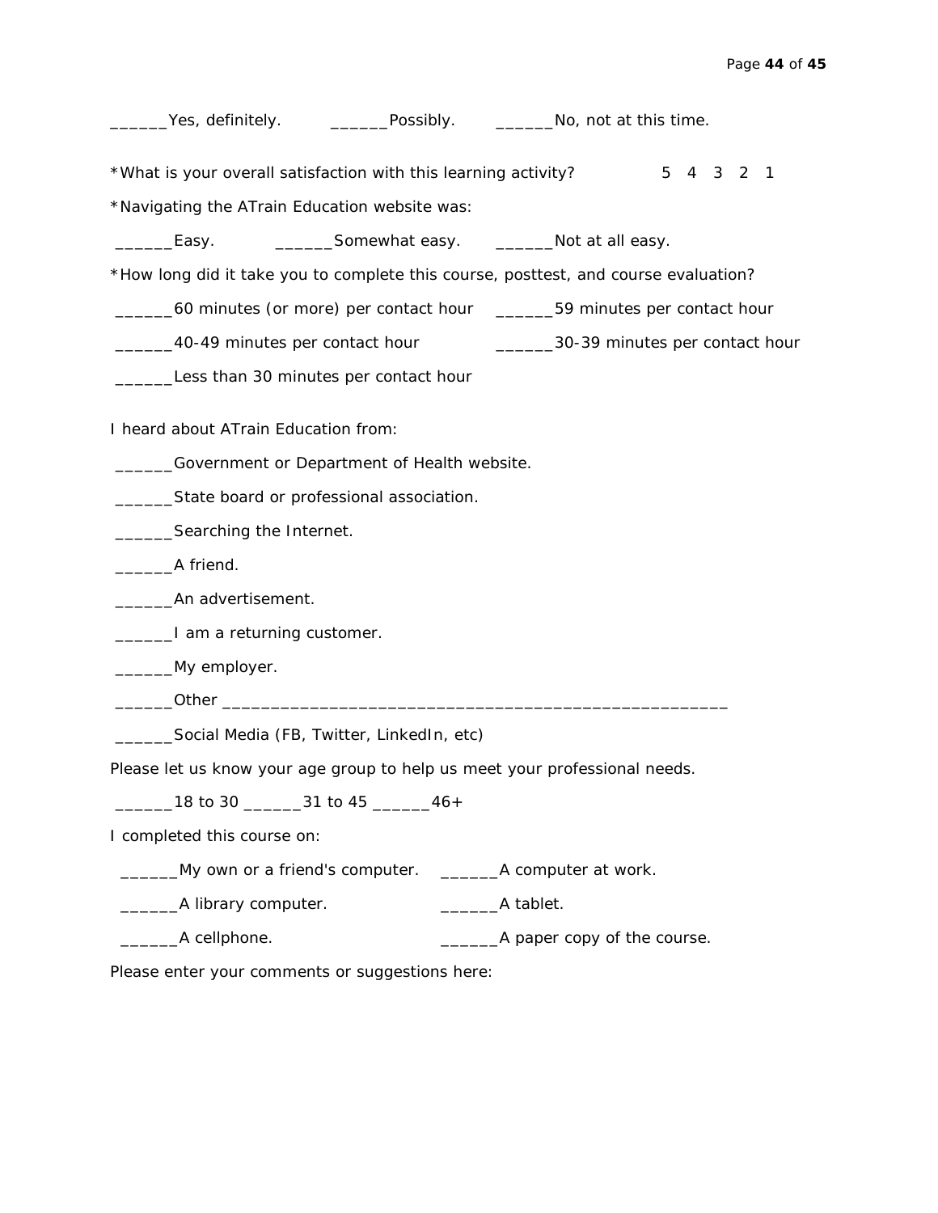______Yes, definitely.     ______Possibly.     ______No, not at this time.

*What is your overall satisfaction with this learning activity?     5 4 3 2 1

*Navigating the ATrain Education website was:

______Easy.     ______Somewhat easy.     ______Not at all easy.

*How long did it take you to complete this course, posttest, and course evaluation?

______60 minutes (or more) per contact hour     ______59 minutes per contact hour

______40-49 minutes per contact hour     ______30-39 minutes per contact hour

______Less than 30 minutes per contact hour

I heard about ATrain Education from:

______Government or Department of Health website.

______State board or professional association.

______Searching the Internet.

______A friend.

______An advertisement.

______I am a returning customer.

______My employer.

______Other ________________________________________________________

______Social Media (FB, Twitter, LinkedIn, etc)

Please let us know your age group to help us meet your professional needs.

______18 to 30 ______31 to 45 ______46+

I completed this course on:

______My own or a friend's computer.     ______A computer at work.

______A library computer.     ______A tablet.

______A cellphone.     ______A paper copy of the course.

Please enter your comments or suggestions here: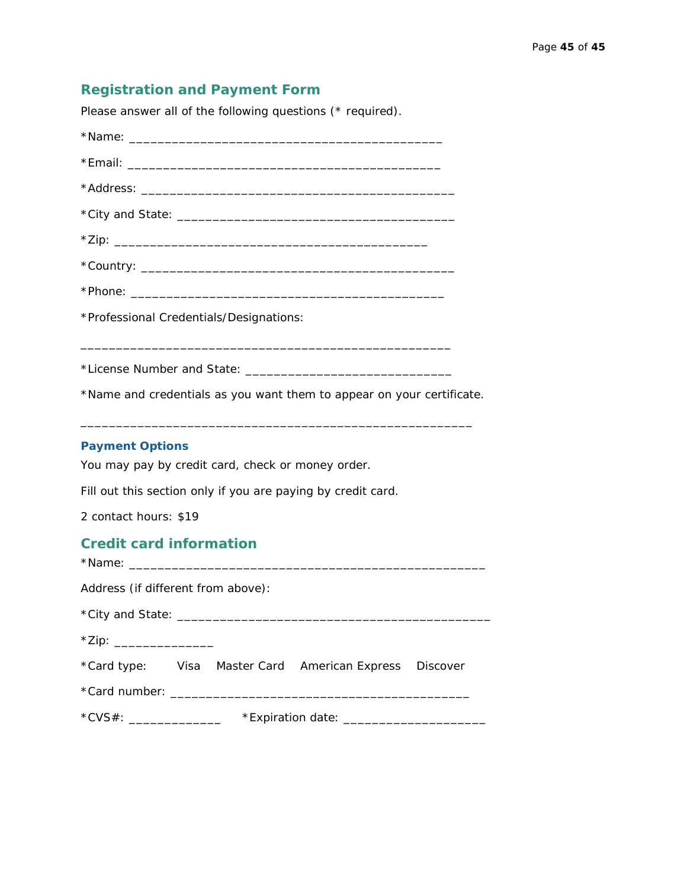## Registration and Payment Form

Please answer all of the following questions (* required).

*Name: ____________________________________________

*Email: ____________________________________________

*Address: ____________________________________________

*City and State: ______________________________________

*Zip: ____________________________________________

*Country: ____________________________________________

*Phone: ____________________________________________

*Professional Credentials/Designations:

____________________________________________________

*License Number and State: ____________________________

*Name and credentials as you want them to appear on your certificate.

_______________________________________________________

### Payment Options

You may pay by credit card, check or money order.

Fill out this section only if you are paying by credit card.

2 contact hours: $19

## Credit card information

*Name: __________________________________________________

Address (if different from above):

*City and State: ____________________________________________

*Zip: ______________

*Card type: Visa Master Card American Express Discover

*Card number: __________________________________________

*CVS#: _____________ *Expiration date: ____________________